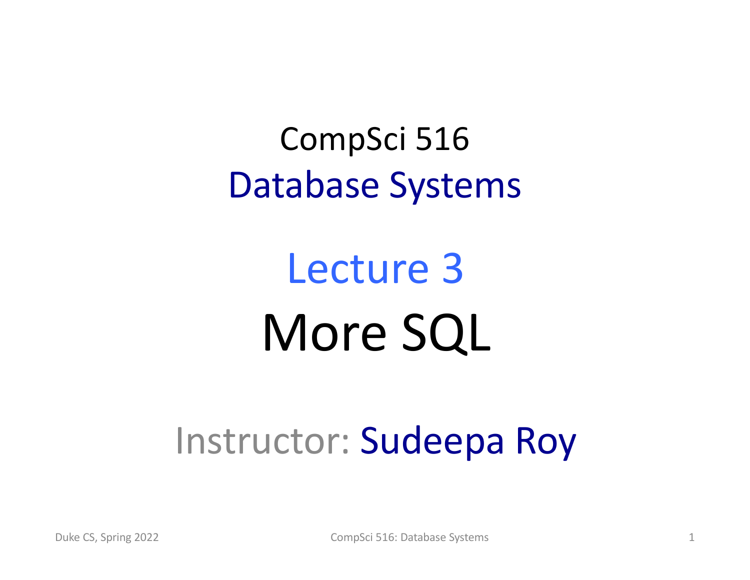# CompSci 516
## Database Systems

# Lecture 3
# More SQL

Instructor: Sudeepa Roy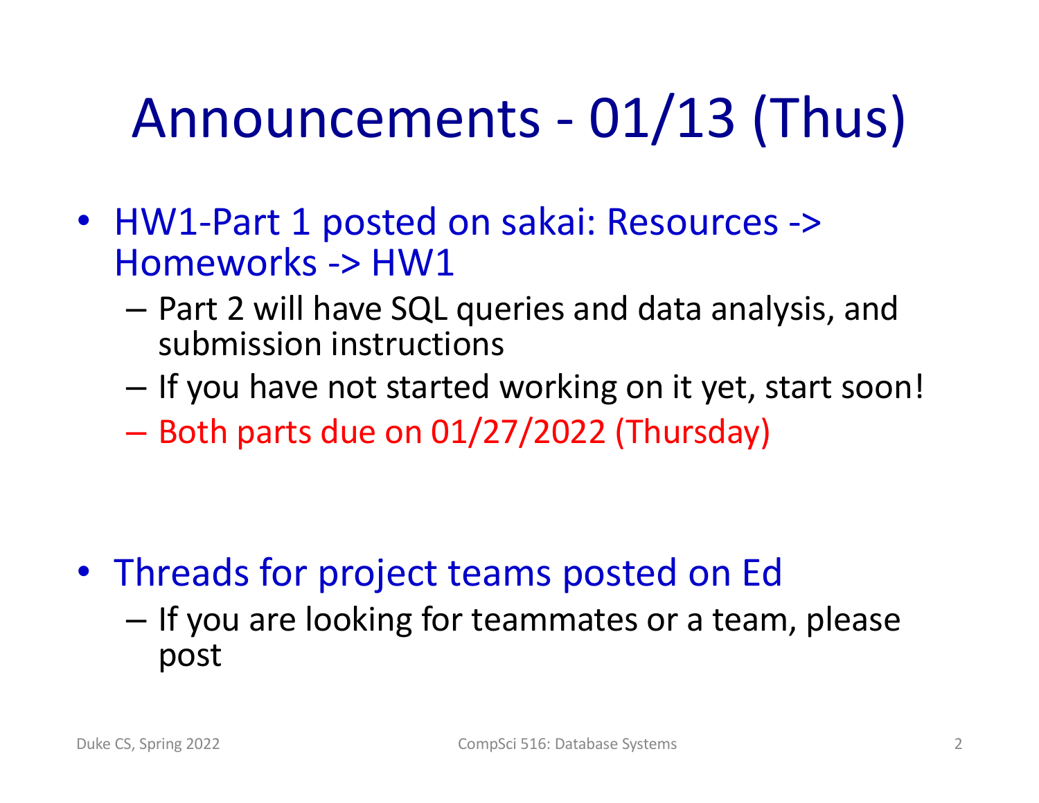# Announcements - 01/13 (Thus)

- HW1-Part 1 posted on sakai: Resources -> Homeworks -> HW1
  - Part 2 will have SQL queries and data analysis, and submission instructions
  - If you have not started working on it yet, start soon!
  - Both parts due on 01/27/2022 (Thursday)

- Threads for project teams posted on Ed
  - If you are looking for teammates or a team, please post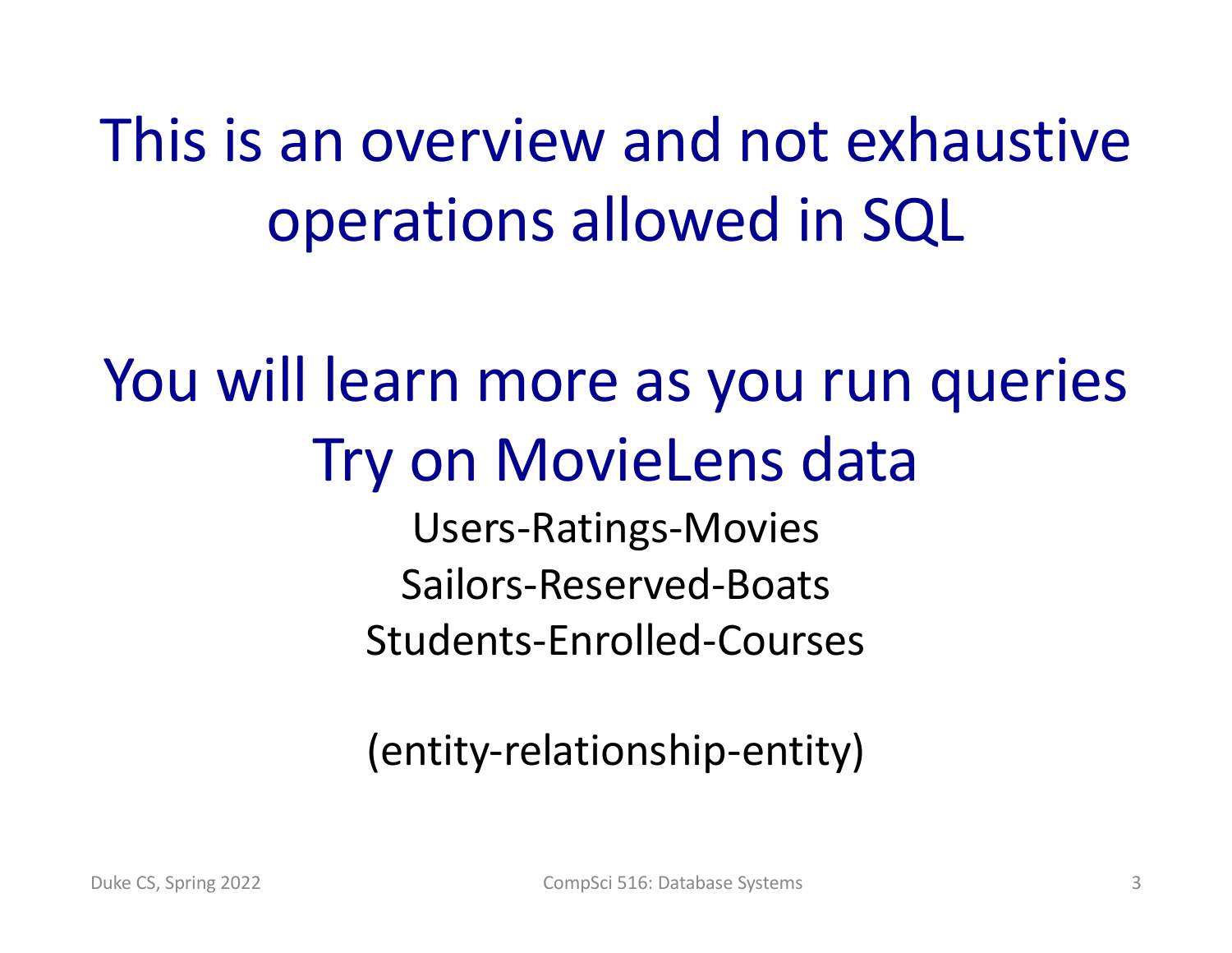# This is an overview and not exhaustive operations allowed in SQL

# You will learn more as you run queries
# Try on MovieLens data

Users-Ratings-Movies

Sailors-Reserved-Boats

Students-Enrolled-Courses

(entity-relationship-entity)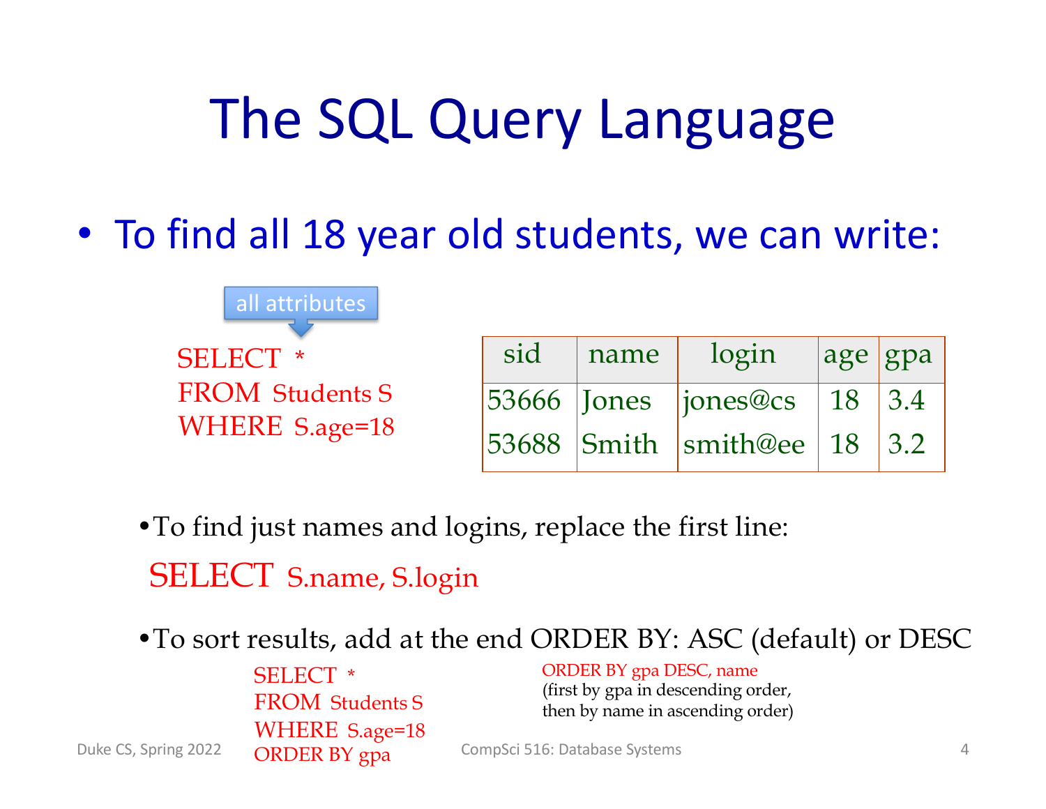# The SQL Query Language

- To find all 18 year old students, we can write:

all attributes

```
SELECT *
FROM Students S
WHERE S.age=18
```

| sid | name | login | age | gpa |
|---|---|---|---|---|
| 53666 | Jones | jones@cs | 18 | 3.4 |
| 53688 | Smith | smith@ee | 18 | 3.2 |

- To find just names and logins, replace the first line:

```
SELECT S.name, S.login
```

- To sort results, add at the end ORDER BY: ASC (default) or DESC

```
SELECT *
FROM Students S
WHERE S.age=18
ORDER BY gpa
```

```
ORDER BY gpa DESC, name
```

(first by gpa in descending order, then by name in ascending order)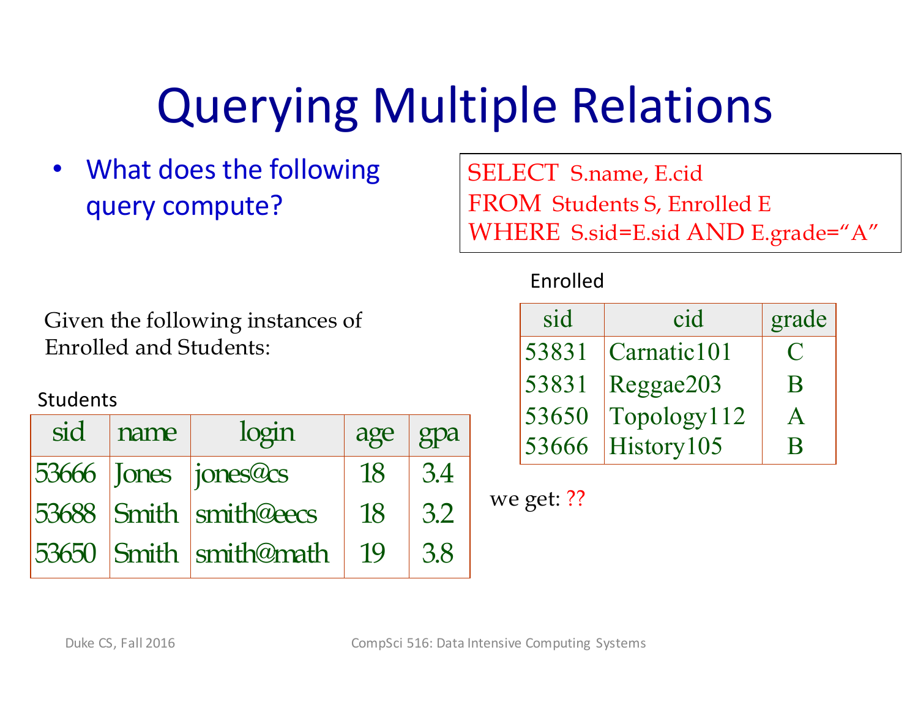# Querying Multiple Relations

- What does the following query compute?

```
SELECT  S.name, E.cid
FROM  Students S, Enrolled E
WHERE  S.sid=E.sid AND E.grade="A"
```

Given the following instances of Enrolled and Students:

Students

| sid | name | login | age | gpa |
|---|---|---|---|---|
| 53666 | Jones | jones@cs | 18 | 3.4 |
| 53688 | Smith | smith@eecs | 18 | 3.2 |
| 53650 | Smith | smith@math | 19 | 3.8 |

Enrolled

| sid | cid | grade |
|---|---|---|
| 53831 | Carnatic101 | C |
| 53831 | Reggae203 | B |
| 53650 | Topology112 | A |
| 53666 | History105 | B |

we get: ??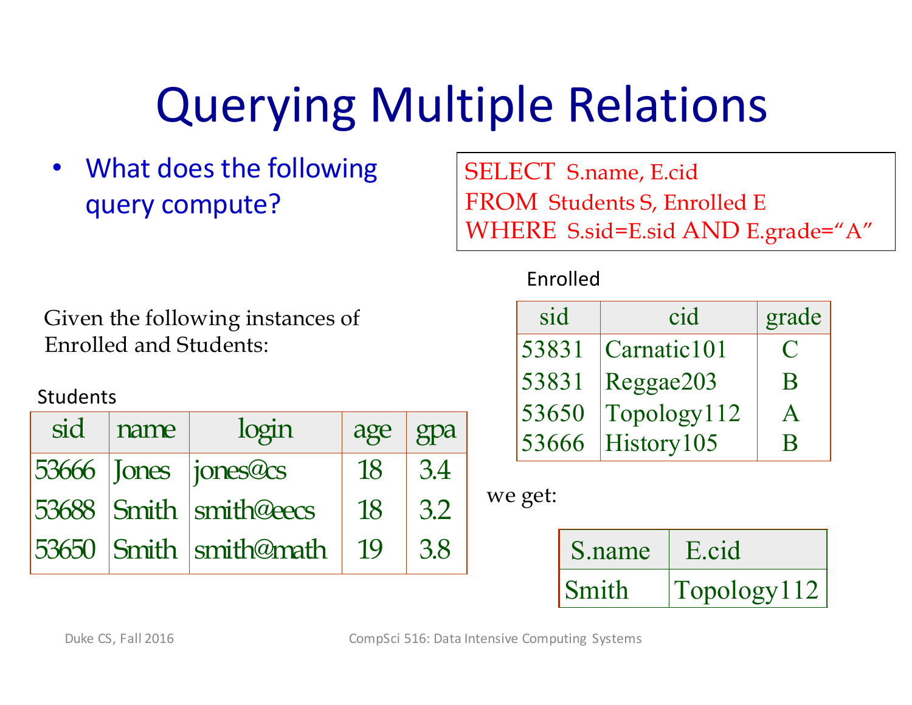# Querying Multiple Relations

- What does the following query compute?

```
SELECT  S.name, E.cid
FROM  Students S, Enrolled E
WHERE  S.sid=E.sid AND E.grade="A"
```

Given the following instances of Enrolled and Students:

Students

| sid | name | login | age | gpa |
| --- | --- | --- | --- | --- |
| 53666 | Jones | jones@cs | 18 | 3.4 |
| 53688 | Smith | smith@eecs | 18 | 3.2 |
| 53650 | Smith | smith@math | 19 | 3.8 |

Enrolled

| sid | cid | grade |
| --- | --- | --- |
| 53831 | Carnatic101 | C |
| 53831 | Reggae203 | B |
| 53650 | Topology112 | A |
| 53666 | History105 | B |

we get:

| S.name | E.cid |
| --- | --- |
| Smith | Topology112 |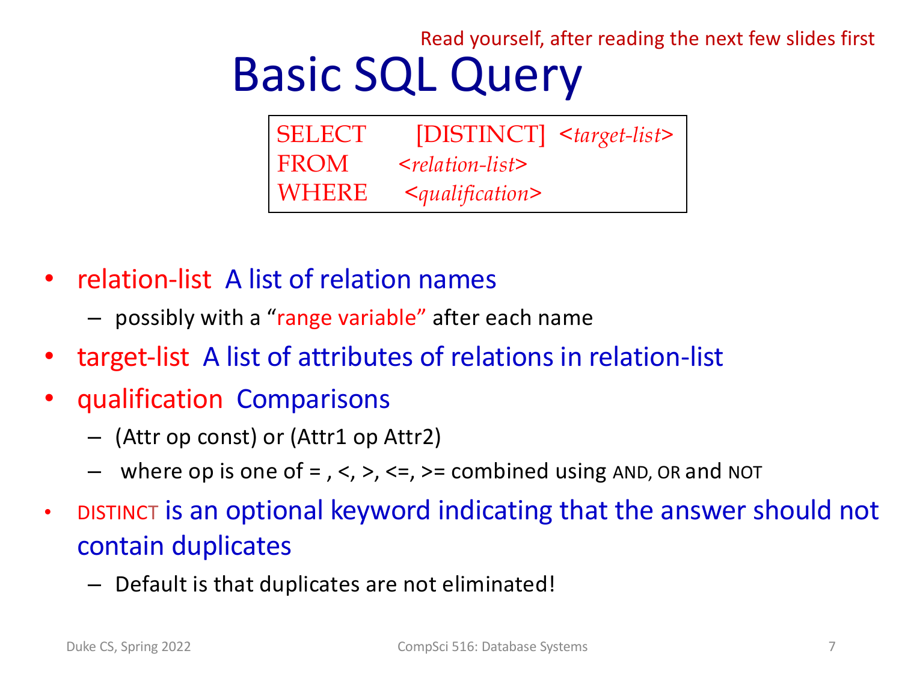Read yourself, after reading the next few slides first

# Basic SQL Query

```
SELECT      [DISTINCT]  <target-list>
FROM        <relation-list>
WHERE       <qualification>
```

- relation-list A list of relation names
  - possibly with a "range variable" after each name
- target-list A list of attributes of relations in relation-list
- qualification Comparisons
  - (Attr op const) or (Attr1 op Attr2)
  - where op is one of = , <, >, <=, >= combined using AND, OR and NOT
- DISTINCT is an optional keyword indicating that the answer should not contain duplicates
  - Default is that duplicates are not eliminated!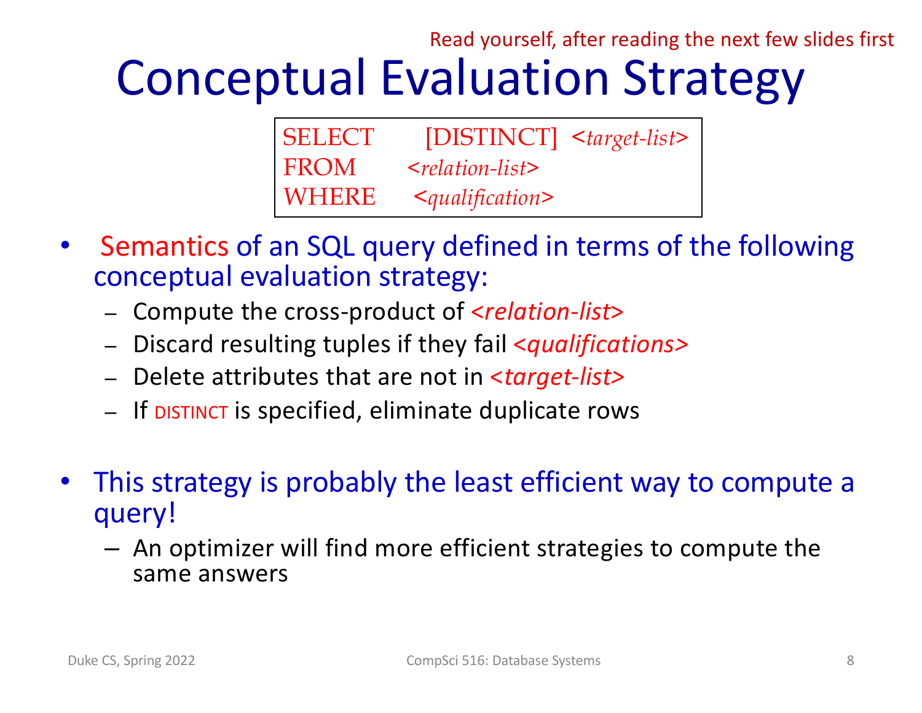Read yourself, after reading the next few slides first

# Conceptual Evaluation Strategy

```
SELECT    [DISTINCT]  <target-list>
FROM      <relation-list>
WHERE     <qualification>
```

- Semantics of an SQL query defined in terms of the following conceptual evaluation strategy:
  - Compute the cross-product of *<relation-list>*
  - Discard resulting tuples if they fail *<qualifications>*
  - Delete attributes that are not in *<target-list>*
  - If DISTINCT is specified, eliminate duplicate rows

- This strategy is probably the least efficient way to compute a query!
  - An optimizer will find more efficient strategies to compute the same answers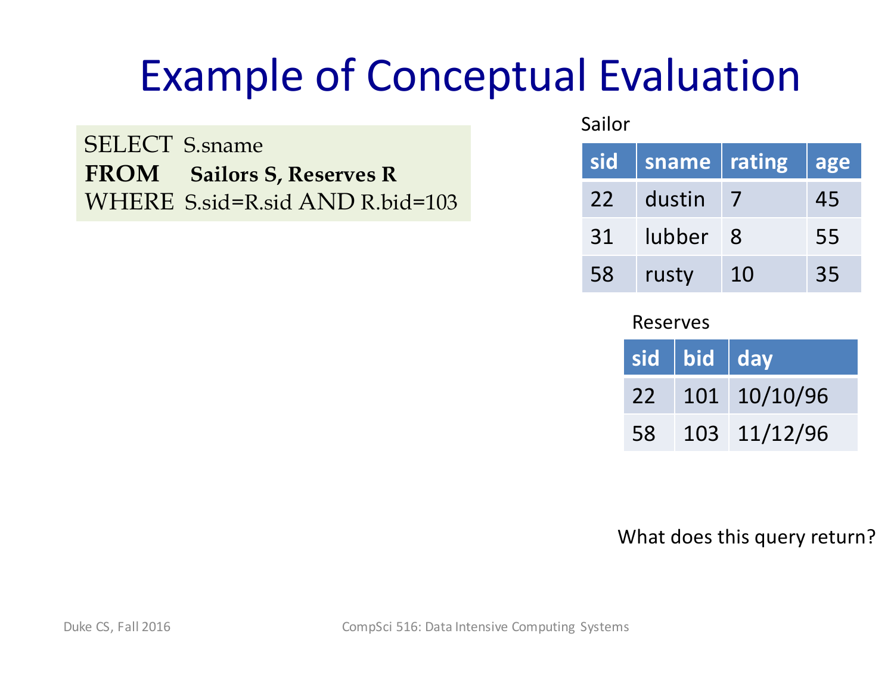# Example of Conceptual Evaluation

```
SELECT  S.sname
FROM    Sailors S, Reserves R
WHERE   S.sid=R.sid AND R.bid=103
```

Sailor

| sid | sname | rating | age |
|---|---|---|---|
| 22 | dustin | 7 | 45 |
| 31 | lubber | 8 | 55 |
| 58 | rusty | 10 | 35 |

Reserves

| sid | bid | day |
|---|---|---|
| 22 | 101 | 10/10/96 |
| 58 | 103 | 11/12/96 |

What does this query return?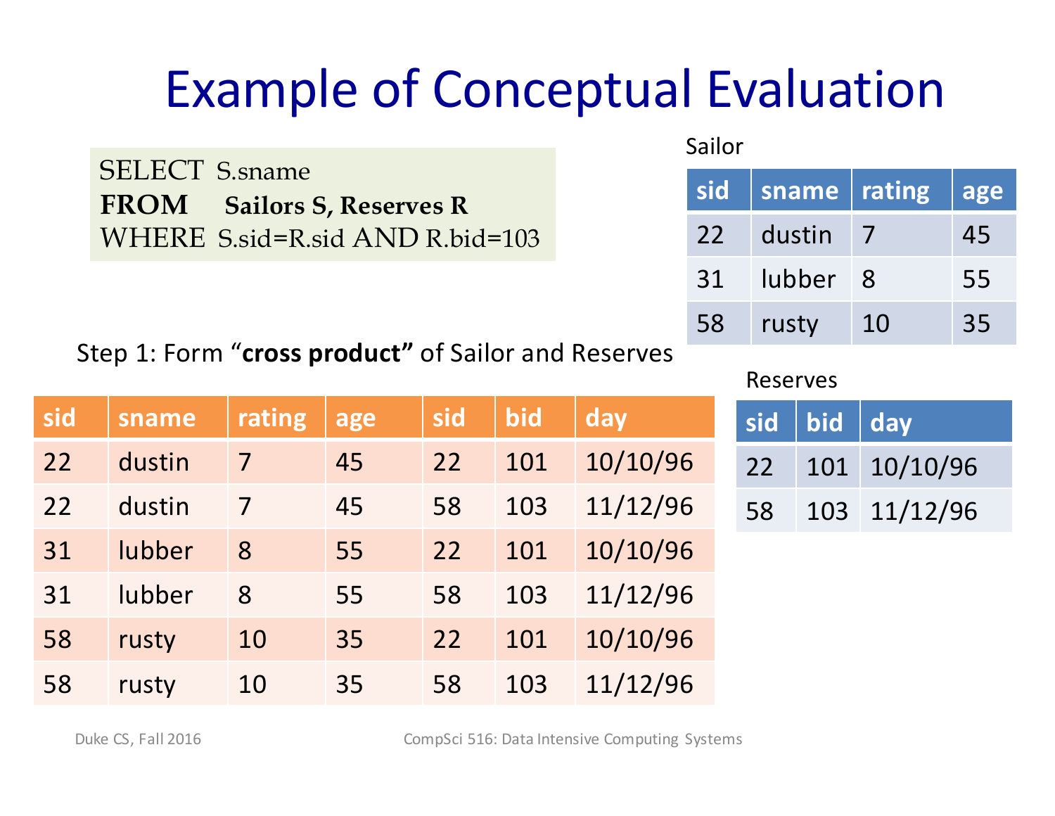# Example of Conceptual Evaluation

```
SELECT  S.sname
FROM    Sailors S, Reserves R
WHERE   S.sid=R.sid AND R.bid=103
```

Sailor

| sid | sname | rating | age |
|---|---|---|---|
| 22 | dustin | 7 | 45 |
| 31 | lubber | 8 | 55 |
| 58 | rusty | 10 | 35 |

Reserves

| sid | bid | day |
|---|---|---|
| 22 | 101 | 10/10/96 |
| 58 | 103 | 11/12/96 |

Step 1: Form "**cross product**" of Sailor and Reserves

| sid | sname | rating | age | sid | bid | day |
|---|---|---|---|---|---|---|
| 22 | dustin | 7 | 45 | 22 | 101 | 10/10/96 |
| 22 | dustin | 7 | 45 | 58 | 103 | 11/12/96 |
| 31 | lubber | 8 | 55 | 22 | 101 | 10/10/96 |
| 31 | lubber | 8 | 55 | 58 | 103 | 11/12/96 |
| 58 | rusty | 10 | 35 | 22 | 101 | 10/10/96 |
| 58 | rusty | 10 | 35 | 58 | 103 | 11/12/96 |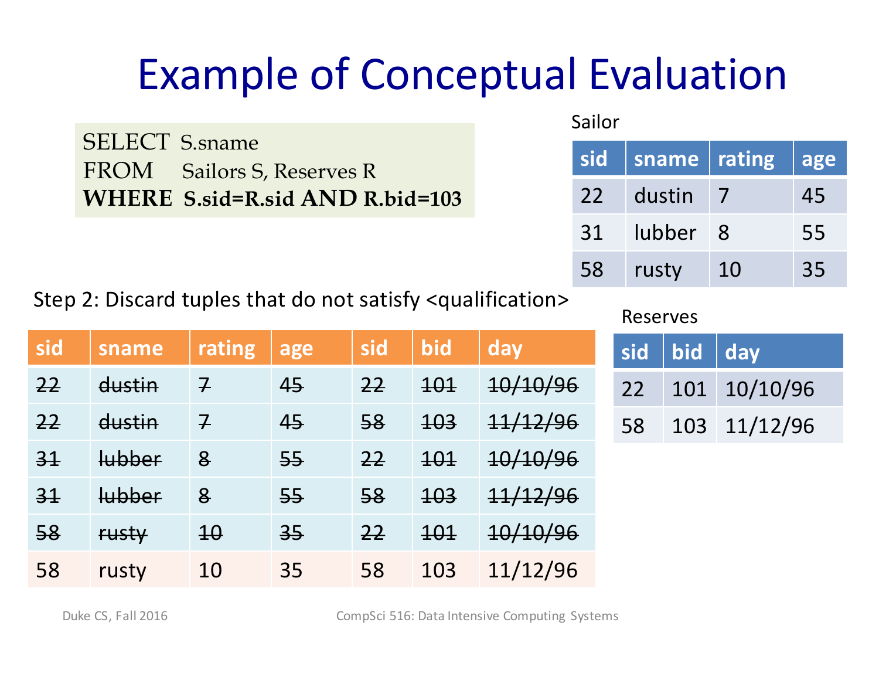# Example of Conceptual Evaluation

```
SELECT  S.sname
FROM    Sailors S, Reserves R
WHERE   S.sid=R.sid AND R.bid=103
```

Sailor

| sid | sname | rating | age |
|---|---|---|---|
| 22 | dustin | 7 | 45 |
| 31 | lubber | 8 | 55 |
| 58 | rusty | 10 | 35 |

Reserves

| sid | bid | day |
|---|---|---|
| 22 | 101 | 10/10/96 |
| 58 | 103 | 11/12/96 |

Step 2: Discard tuples that do not satisfy <qualification>

| sid | sname | rating | age | sid | bid | day |
|---|---|---|---|---|---|---|
| ~~22~~ | ~~dustin~~ | ~~7~~ | ~~45~~ | ~~22~~ | ~~101~~ | ~~10/10/96~~ |
| ~~22~~ | ~~dustin~~ | ~~7~~ | ~~45~~ | ~~58~~ | ~~103~~ | ~~11/12/96~~ |
| ~~31~~ | ~~lubber~~ | ~~8~~ | ~~55~~ | ~~22~~ | ~~101~~ | ~~10/10/96~~ |
| ~~31~~ | ~~lubber~~ | ~~8~~ | ~~55~~ | ~~58~~ | ~~103~~ | ~~11/12/96~~ |
| ~~58~~ | ~~rusty~~ | ~~10~~ | ~~35~~ | ~~22~~ | ~~101~~ | ~~10/10/96~~ |
| 58 | rusty | 10 | 35 | 58 | 103 | 11/12/96 |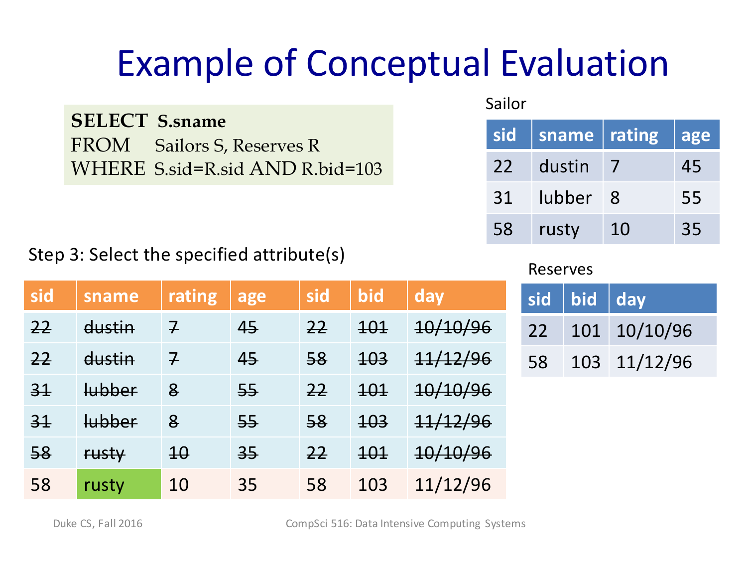# Example of Conceptual Evaluation

```
SELECT  S.sname
FROM    Sailors S, Reserves R
WHERE   S.sid=R.sid AND R.bid=103
```

Sailor

| sid | sname | rating | age |
|---|---|---|---|
| 22 | dustin | 7 | 45 |
| 31 | lubber | 8 | 55 |
| 58 | rusty | 10 | 35 |

Reserves

| sid | bid | day |
|---|---|---|
| 22 | 101 | 10/10/96 |
| 58 | 103 | 11/12/96 |

Step 3: Select the specified attribute(s)

| sid | sname | rating | age | sid | bid | day |
|---|---|---|---|---|---|---|
| ~~22~~ | ~~dustin~~ | ~~7~~ | ~~45~~ | ~~22~~ | ~~101~~ | ~~10/10/96~~ |
| ~~22~~ | ~~dustin~~ | ~~7~~ | ~~45~~ | ~~58~~ | ~~103~~ | ~~11/12/96~~ |
| ~~31~~ | ~~lubber~~ | ~~8~~ | ~~55~~ | ~~22~~ | ~~101~~ | ~~10/10/96~~ |
| ~~31~~ | ~~lubber~~ | ~~8~~ | ~~55~~ | ~~58~~ | ~~103~~ | ~~11/12/96~~ |
| ~~58~~ | ~~rusty~~ | ~~10~~ | ~~35~~ | ~~22~~ | ~~101~~ | ~~10/10/96~~ |
| 58 | **rusty** | 10 | 35 | 58 | 103 | 11/12/96 |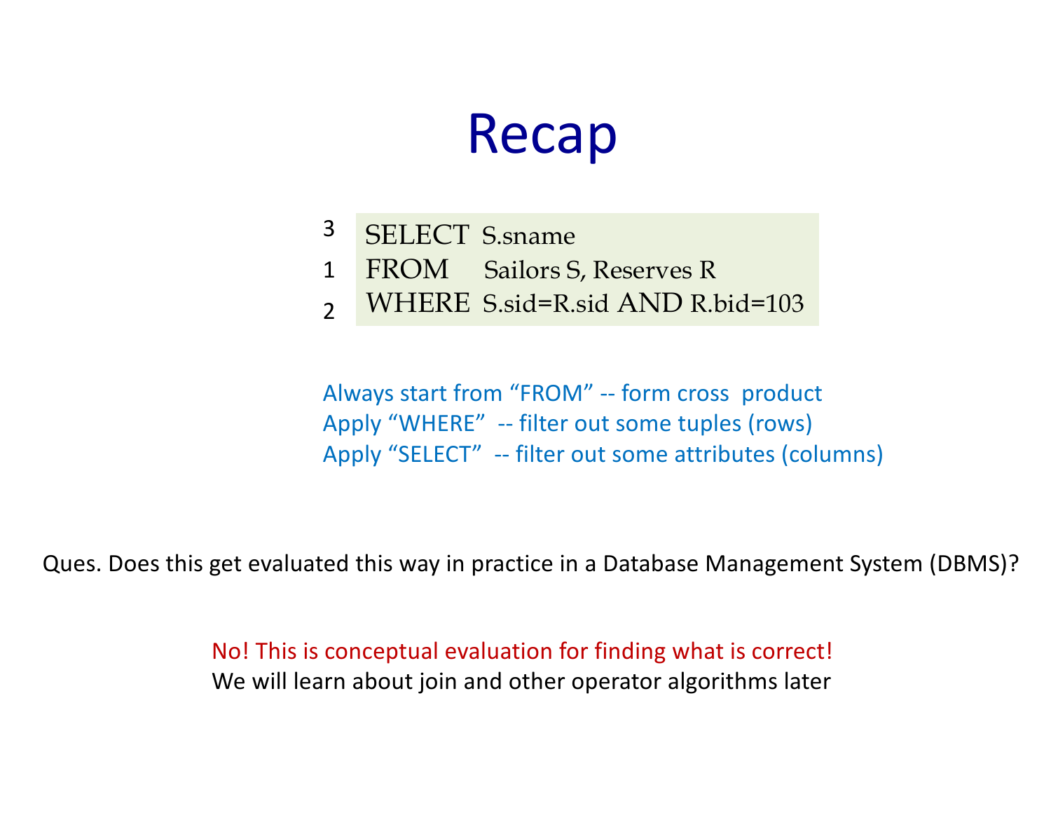# Recap

```
3  SELECT  S.sname
1  FROM    Sailors S, Reserves R
2  WHERE   S.sid=R.sid AND R.bid=103
```

Always start from "FROM" -- form cross product
Apply "WHERE" -- filter out some tuples (rows)
Apply "SELECT" -- filter out some attributes (columns)

Ques. Does this get evaluated this way in practice in a Database Management System (DBMS)?

No! This is conceptual evaluation for finding what is correct!
We will learn about join and other operator algorithms later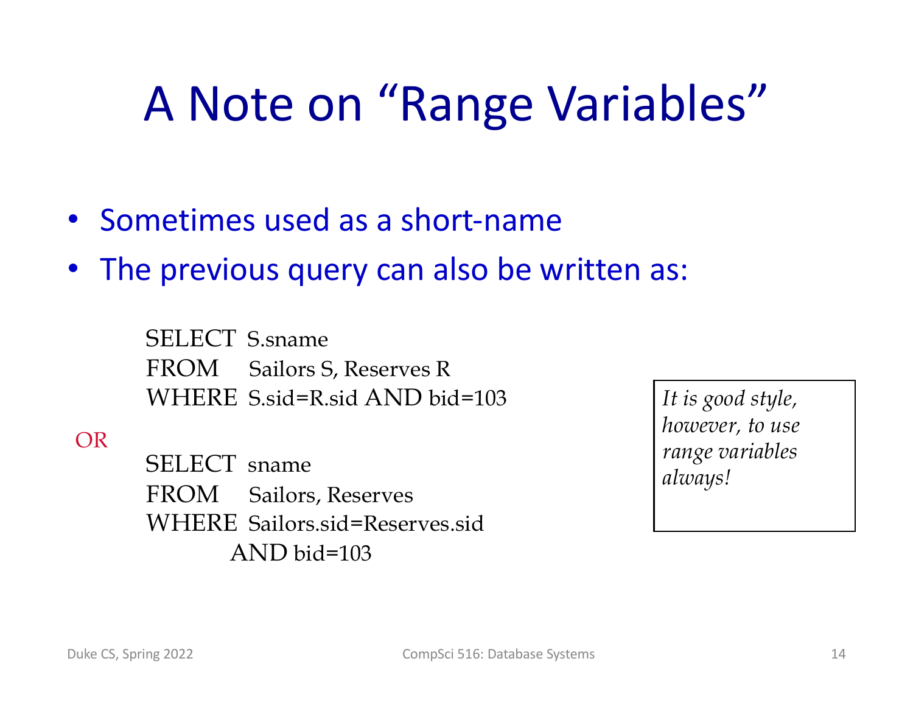# A Note on "Range Variables"

- Sometimes used as a short-name
- The previous query can also be written as:

```
SELECT  S.sname
FROM    Sailors S, Reserves R
WHERE   S.sid=R.sid AND bid=103
```

OR

```
SELECT  sname
FROM    Sailors, Reserves
WHERE   Sailors.sid=Reserves.sid
        AND bid=103
```

*It is good style, however, to use range variables always!*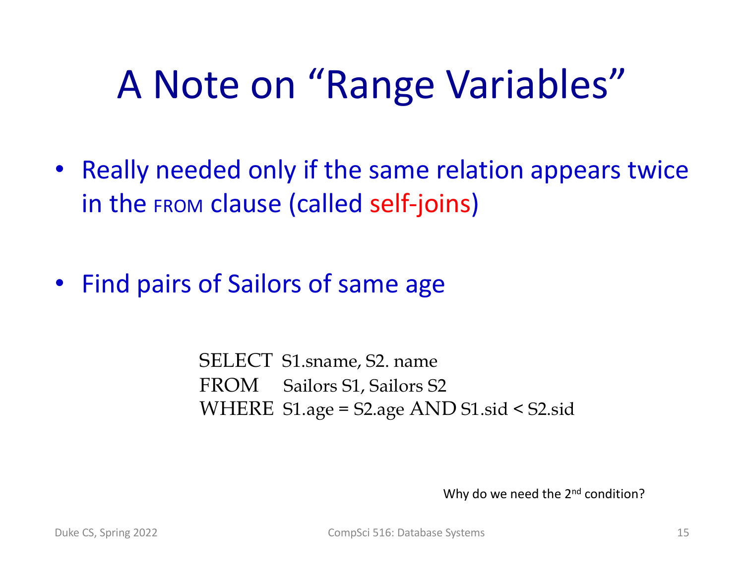# A Note on "Range Variables"

- Really needed only if the same relation appears twice in the FROM clause (called self-joins)

- Find pairs of Sailors of same age

```
SELECT  S1.sname, S2. name
FROM    Sailors S1, Sailors S2
WHERE   S1.age = S2.age AND S1.sid < S2.sid
```

Why do we need the 2nd condition?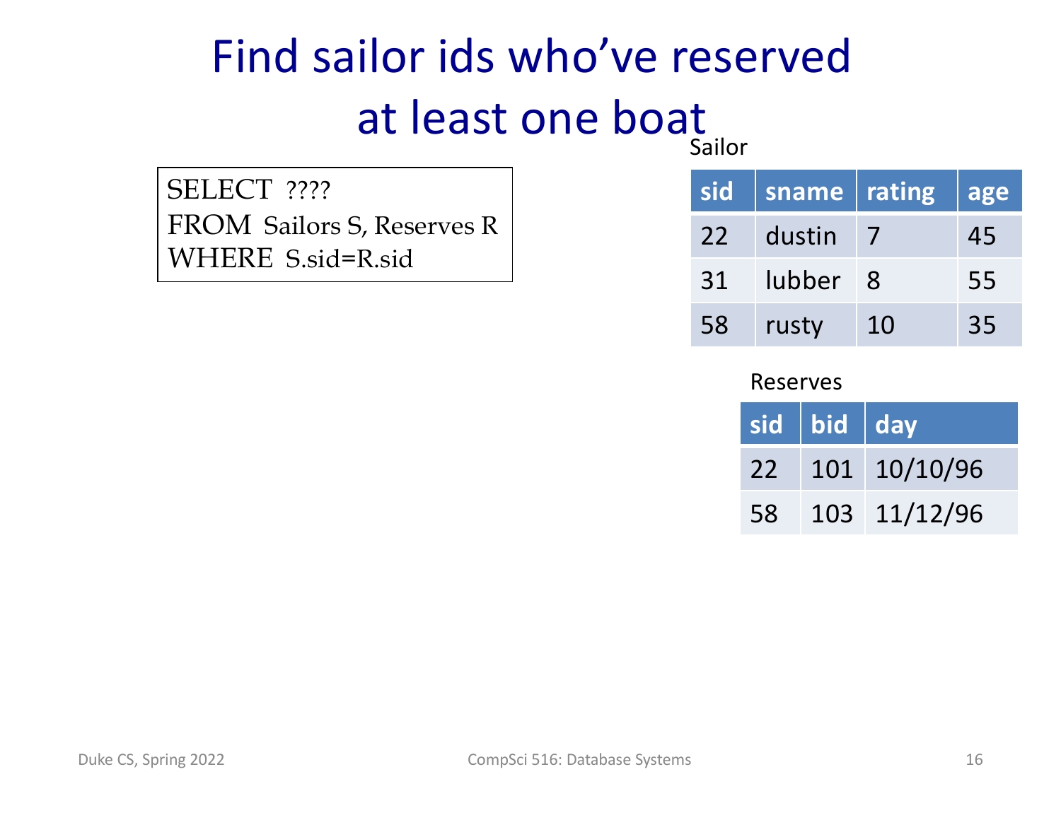# Find sailor ids who've reserved at least one boat

```
SELECT ????
FROM Sailors S, Reserves R
WHERE S.sid=R.sid
```

Sailor

| sid | sname | rating | age |
|---|---|---|---|
| 22 | dustin | 7 | 45 |
| 31 | lubber | 8 | 55 |
| 58 | rusty | 10 | 35 |

Reserves

| sid | bid | day |
|---|---|---|
| 22 | 101 | 10/10/96 |
| 58 | 103 | 11/12/96 |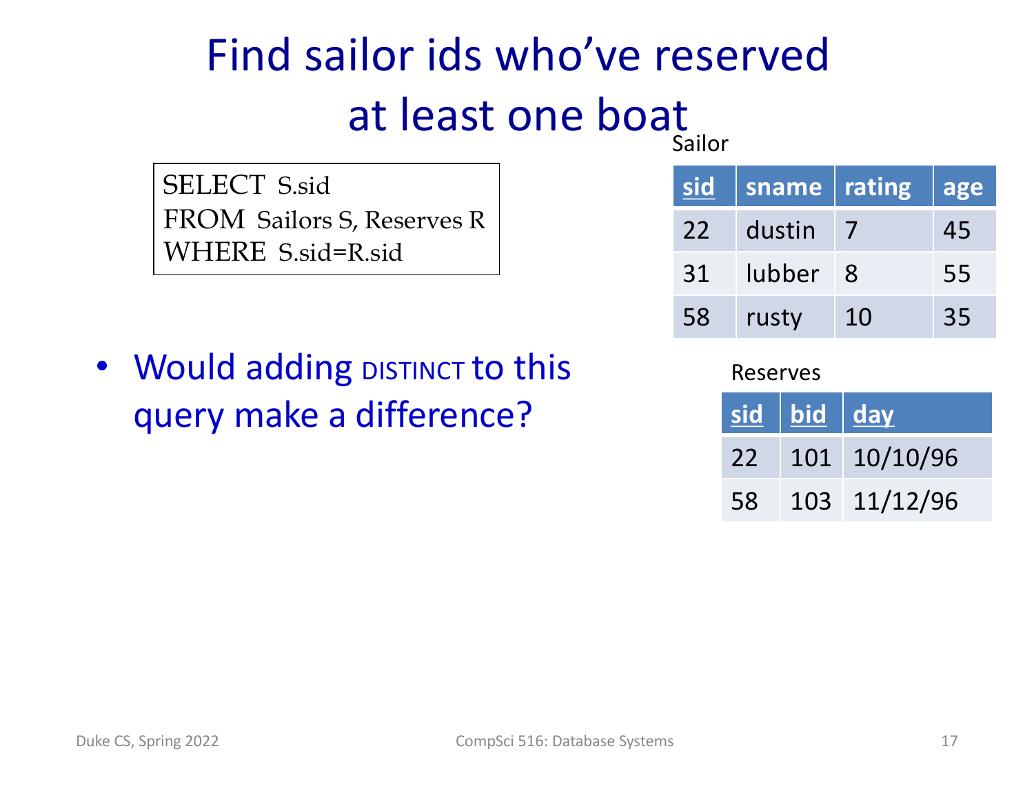# Find sailor ids who've reserved at least one boat

```
SELECT  S.sid
FROM  Sailors S, Reserves R
WHERE  S.sid=R.sid
```

Sailor

| sid | sname | rating | age |
|---|---|---|---|
| 22 | dustin | 7 | 45 |
| 31 | lubber | 8 | 55 |
| 58 | rusty | 10 | 35 |

Reserves

| sid | bid | day |
|---|---|---|
| 22 | 101 | 10/10/96 |
| 58 | 103 | 11/12/96 |

- Would adding DISTINCT to this query make a difference?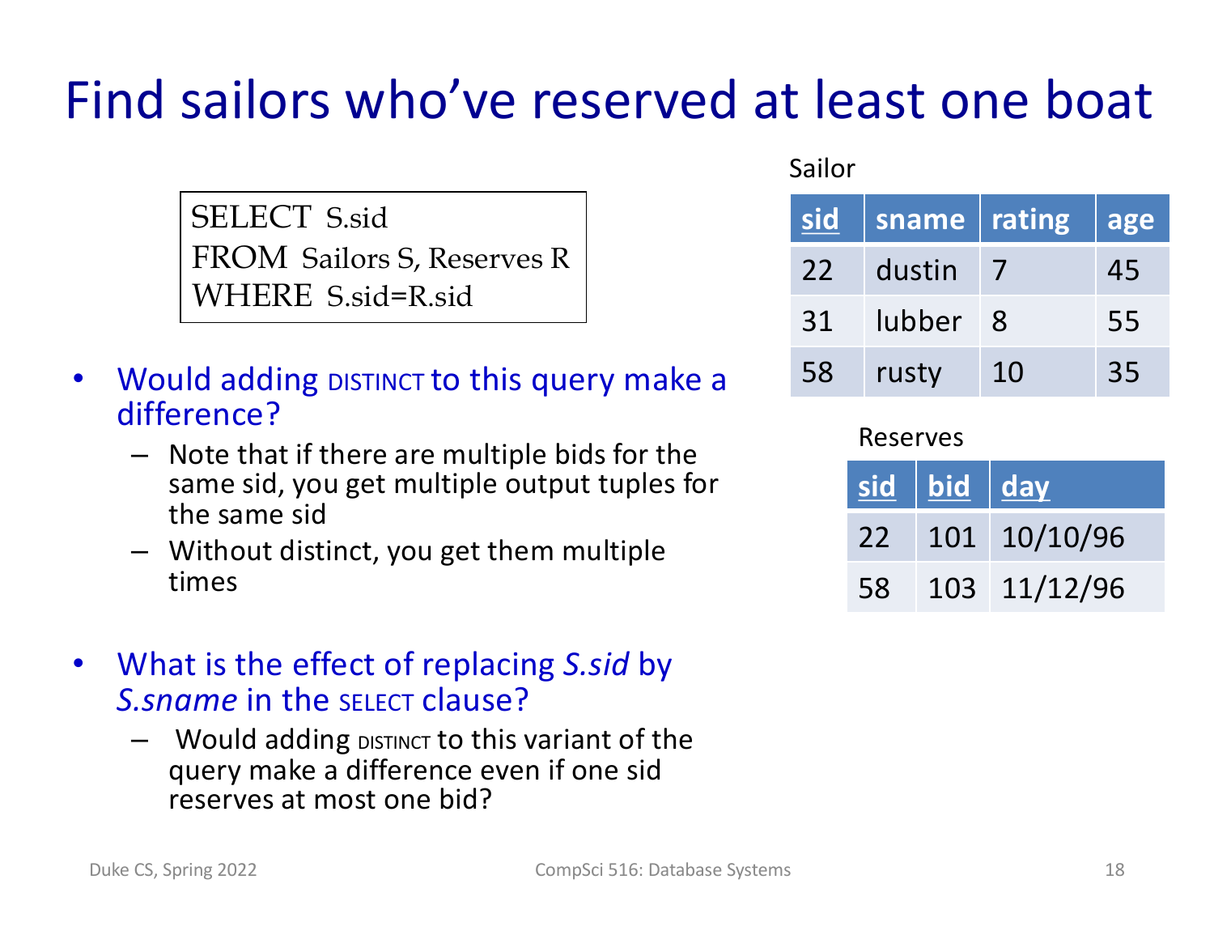# Find sailors who've reserved at least one boat

```
SELECT  S.sid
FROM  Sailors S, Reserves R
WHERE  S.sid=R.sid
```

Sailor

| sid | sname | rating | age |
|---|---|---|---|
| 22 | dustin | 7 | 45 |
| 31 | lubber | 8 | 55 |
| 58 | rusty | 10 | 35 |

Reserves

| sid | bid | day |
|---|---|---|
| 22 | 101 | 10/10/96 |
| 58 | 103 | 11/12/96 |

- Would adding DISTINCT to this query make a difference?
  - Note that if there are multiple bids for the same sid, you get multiple output tuples for the same sid
  - Without distinct, you get them multiple times

- What is the effect of replacing *S.sid* by *S.sname* in the SELECT clause?
  - Would adding DISTINCT to this variant of the query make a difference even if one sid reserves at most one bid?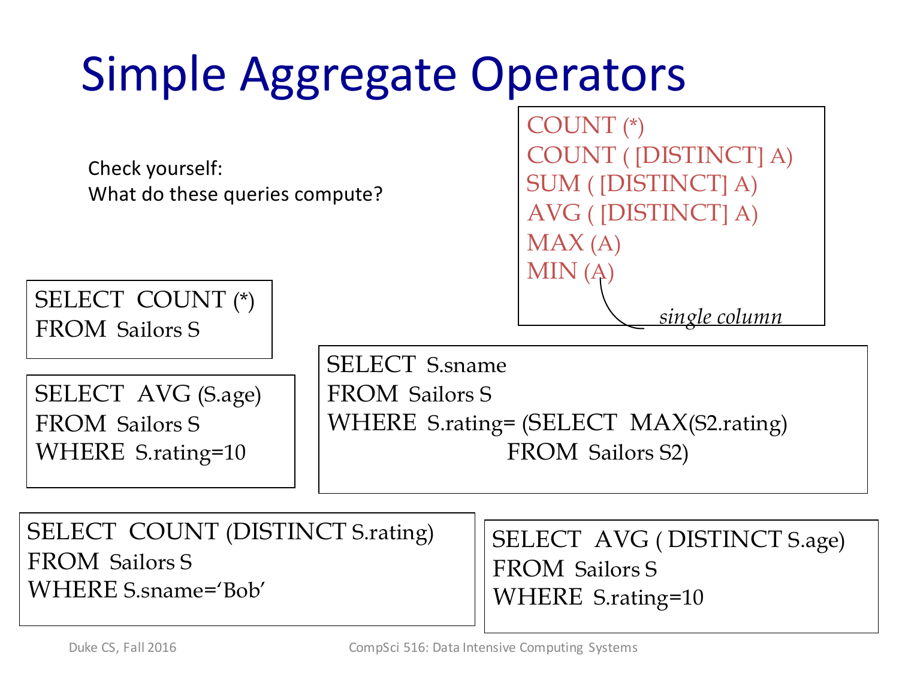# Simple Aggregate Operators

```
COUNT (*)
COUNT ( [DISTINCT] A)
SUM ( [DISTINCT] A)
AVG ( [DISTINCT] A)
MAX (A)
MIN (A)
```

*single column*

Check yourself:
What do these queries compute?

```
SELECT  COUNT (*)
FROM  Sailors S
```

```
SELECT  AVG (S.age)
FROM  Sailors S
WHERE  S.rating=10
```

```
SELECT  S.sname
FROM  Sailors S
WHERE  S.rating= (SELECT  MAX(S2.rating)
                  FROM  Sailors S2)
```

```
SELECT  COUNT (DISTINCT S.rating)
FROM  Sailors S
WHERE S.sname='Bob'
```

```
SELECT  AVG ( DISTINCT S.age)
FROM  Sailors S
WHERE  S.rating=10
```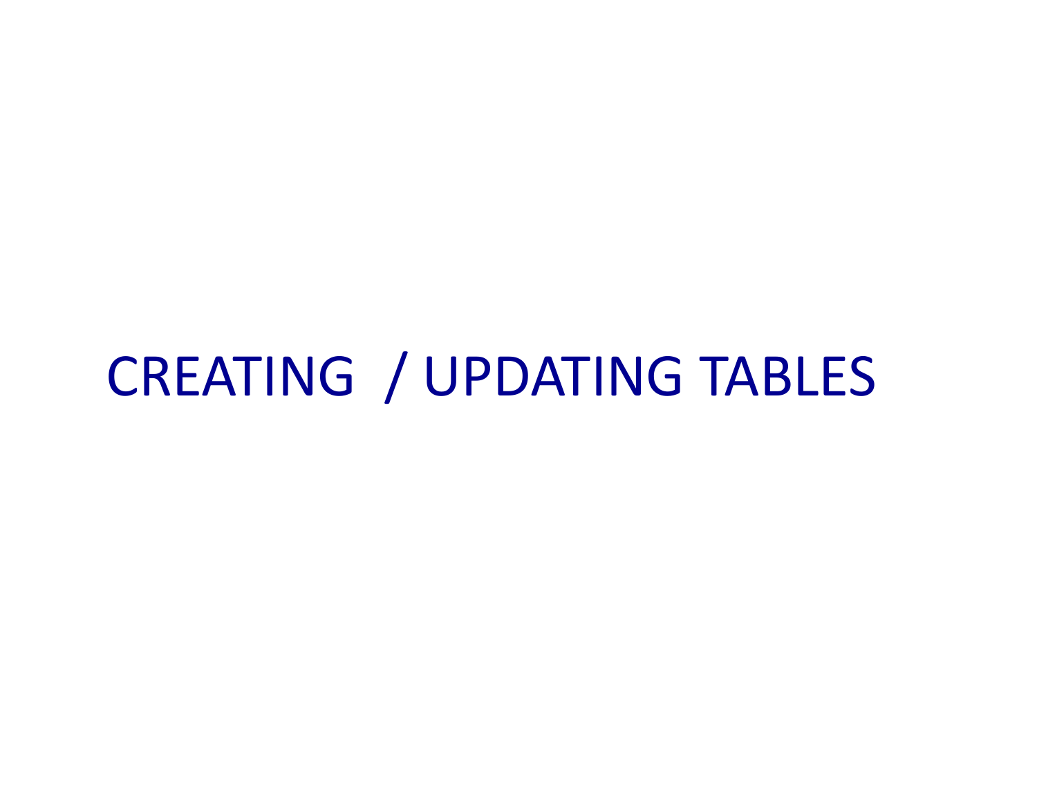# CREATING / UPDATING TABLES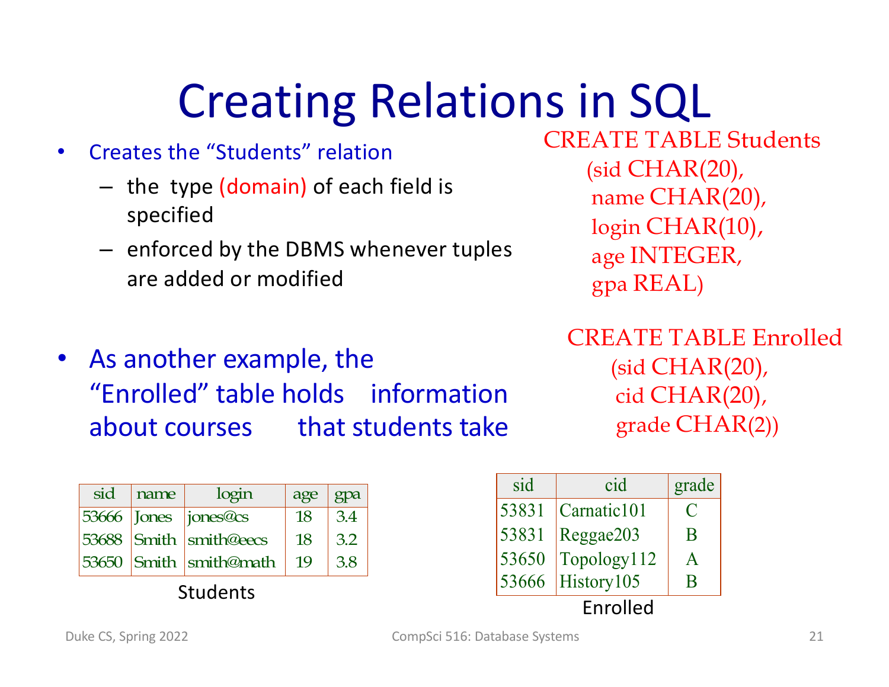# Creating Relations in SQL

- Creates the "Students" relation
  - the type (domain) of each field is specified
  - enforced by the DBMS whenever tuples are added or modified

```
CREATE TABLE Students
    (sid CHAR(20),
     name CHAR(20),
     login CHAR(10),
     age INTEGER,
     gpa REAL)
```

- As another example, the "Enrolled" table holds information about courses that students take

```
CREATE TABLE Enrolled
    (sid CHAR(20),
     cid CHAR(20),
     grade CHAR(2))
```

| sid | name | login | age | gpa |
|---|---|---|---|---|
| 53666 | Jones | jones@cs | 18 | 3.4 |
| 53688 | Smith | smith@eecs | 18 | 3.2 |
| 53650 | Smith | smith@math | 19 | 3.8 |

Students

| sid | cid | grade |
|---|---|---|
| 53831 | Carnatic101 | C |
| 53831 | Reggae203 | B |
| 53650 | Topology112 | A |
| 53666 | History105 | B |

Enrolled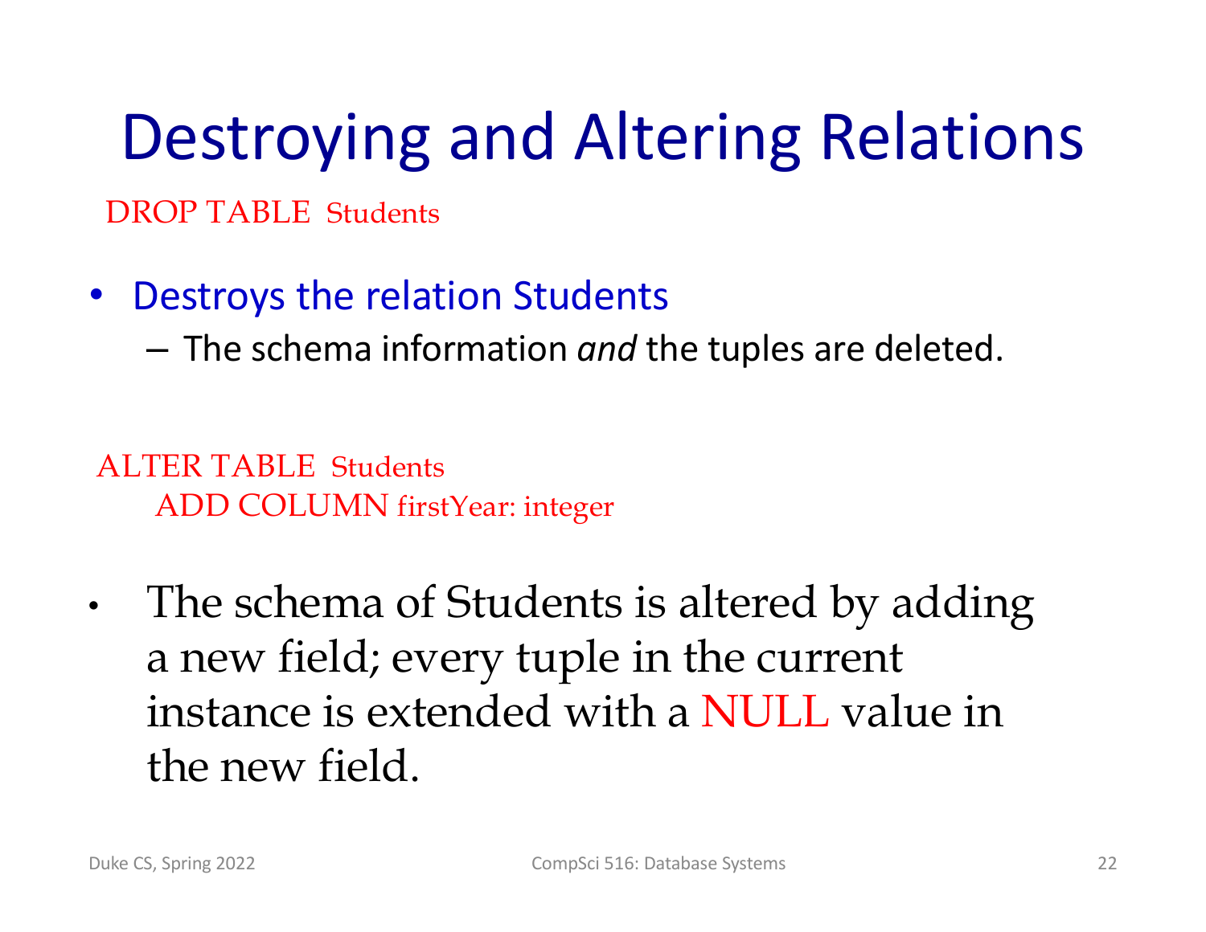# Destroying and Altering Relations

```
DROP TABLE  Students
```

- Destroys the relation Students
  - The schema information *and* the tuples are deleted.

```
ALTER TABLE  Students
     ADD COLUMN firstYear: integer
```

- The schema of Students is altered by adding a new field; every tuple in the current instance is extended with a NULL value in the new field.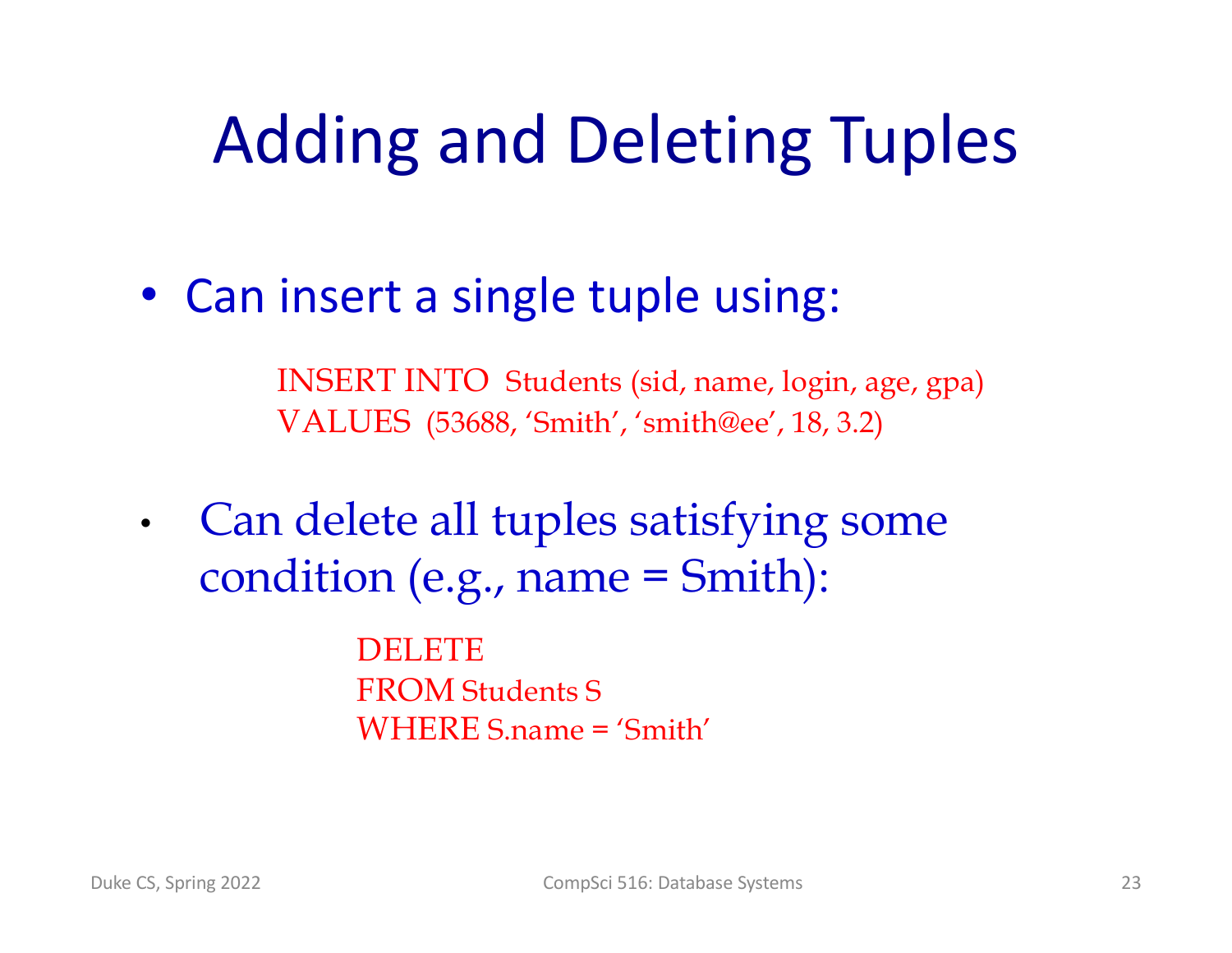# Adding and Deleting Tuples

- Can insert a single tuple using:

```
INSERT INTO  Students (sid, name, login, age, gpa)
VALUES  (53688, ‘Smith’, ‘smith@ee’, 18, 3.2)
```

- Can delete all tuples satisfying some condition (e.g., name = Smith):

```
DELETE
FROM Students S
WHERE S.name = ‘Smith’
```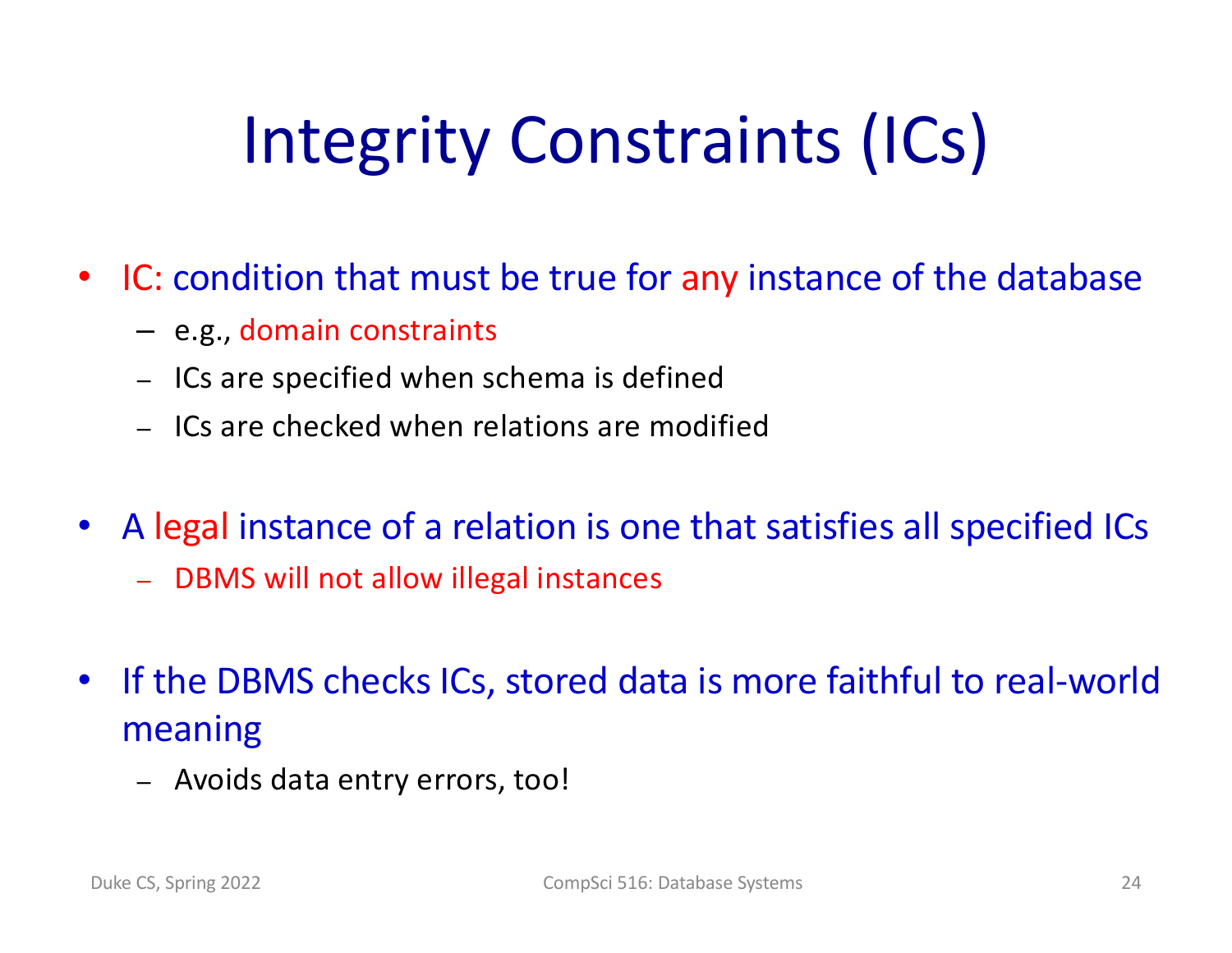# Integrity Constraints (ICs)

- IC: condition that must be true for any instance of the database
  - e.g., domain constraints
  - ICs are specified when schema is defined
  - ICs are checked when relations are modified

- A legal instance of a relation is one that satisfies all specified ICs
  - DBMS will not allow illegal instances

- If the DBMS checks ICs, stored data is more faithful to real-world meaning
  - Avoids data entry errors, too!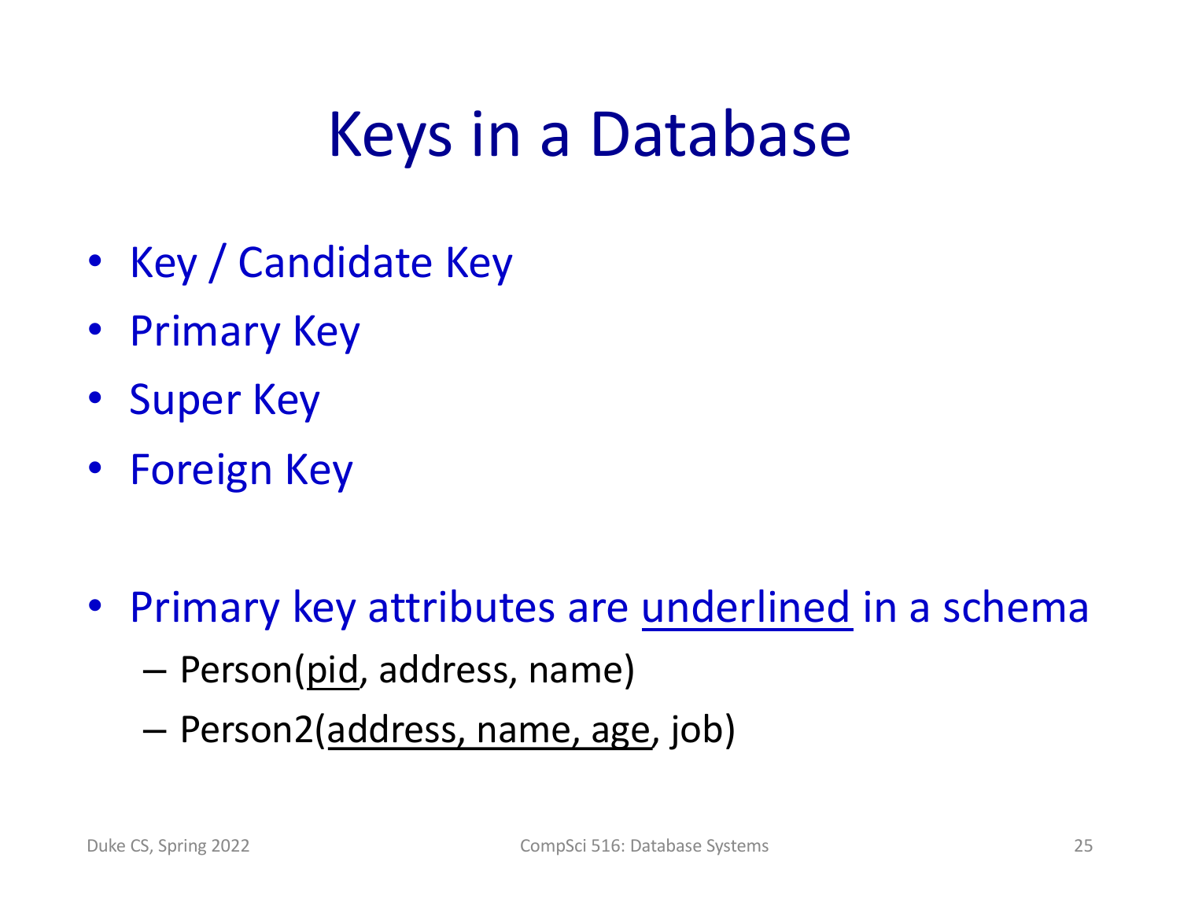# Keys in a Database

- Key / Candidate Key
- Primary Key
- Super Key
- Foreign Key

- Primary key attributes are <u>underlined</u> in a schema
  - Person(<u>pid</u>, address, name)
  - Person2(<u>address, name, age</u>, job)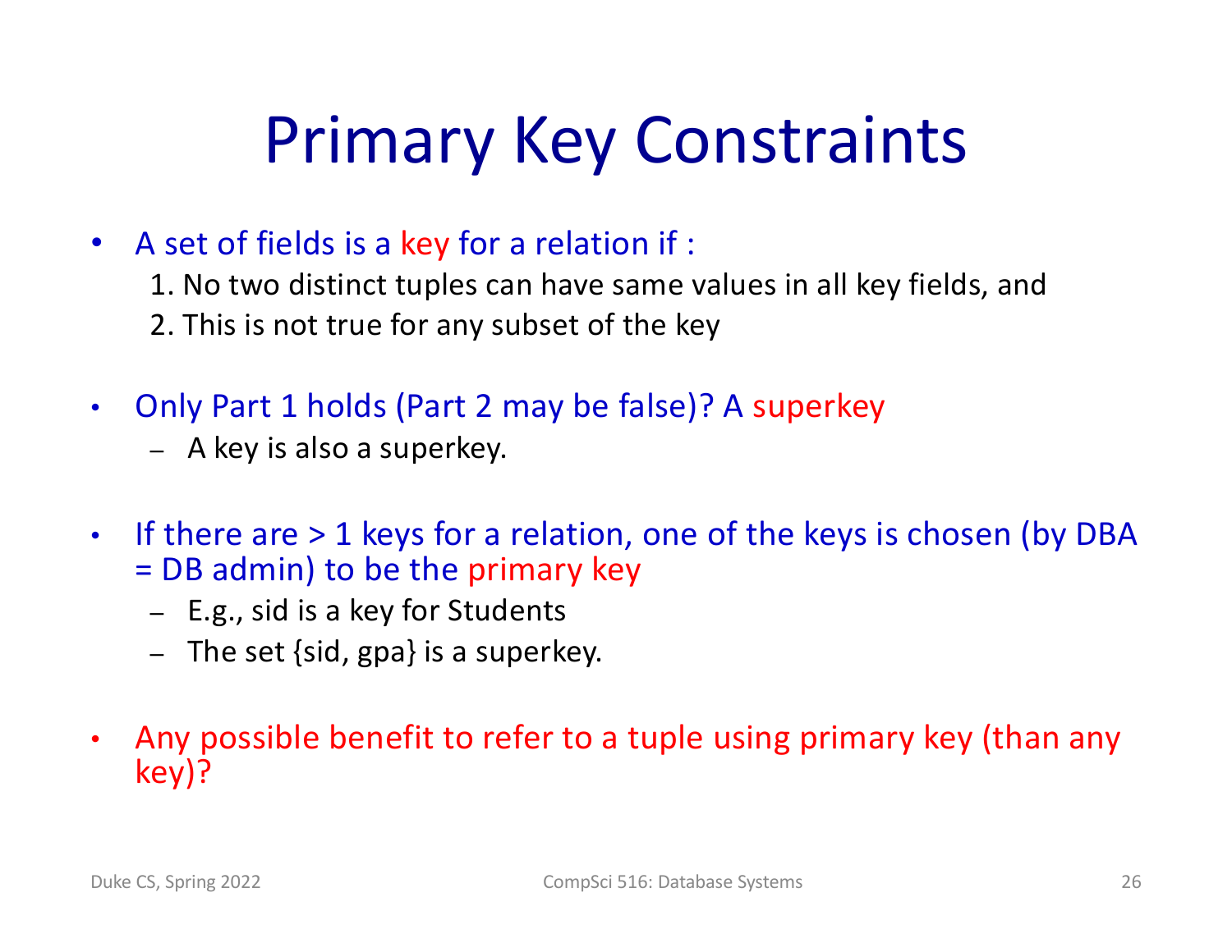# Primary Key Constraints

- A set of fields is a key for a relation if :
  1. No two distinct tuples can have same values in all key fields, and
  2. This is not true for any subset of the key

- Only Part 1 holds (Part 2 may be false)? A superkey
  - A key is also a superkey.

- If there are > 1 keys for a relation, one of the keys is chosen (by DBA = DB admin) to be the primary key
  - E.g., sid is a key for Students
  - The set {sid, gpa} is a superkey.

- Any possible benefit to refer to a tuple using primary key (than any key)?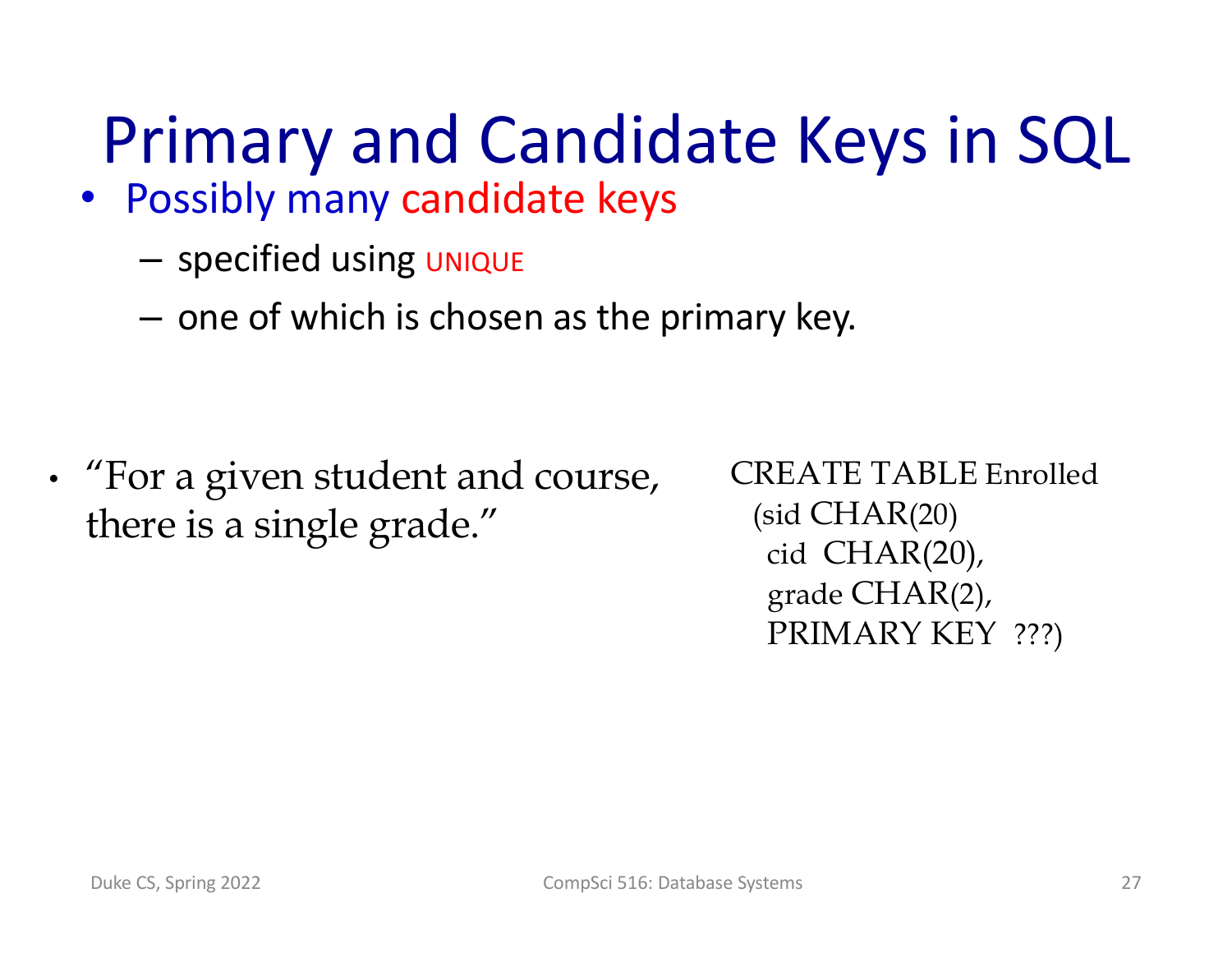# Primary and Candidate Keys in SQL

- Possibly many candidate keys
  - specified using UNIQUE
  - one of which is chosen as the primary key.

- "For a given student and course, there is a single grade."

```
CREATE TABLE Enrolled
  (sid CHAR(20)
   cid  CHAR(20),
   grade CHAR(2),
   PRIMARY KEY  ???)
```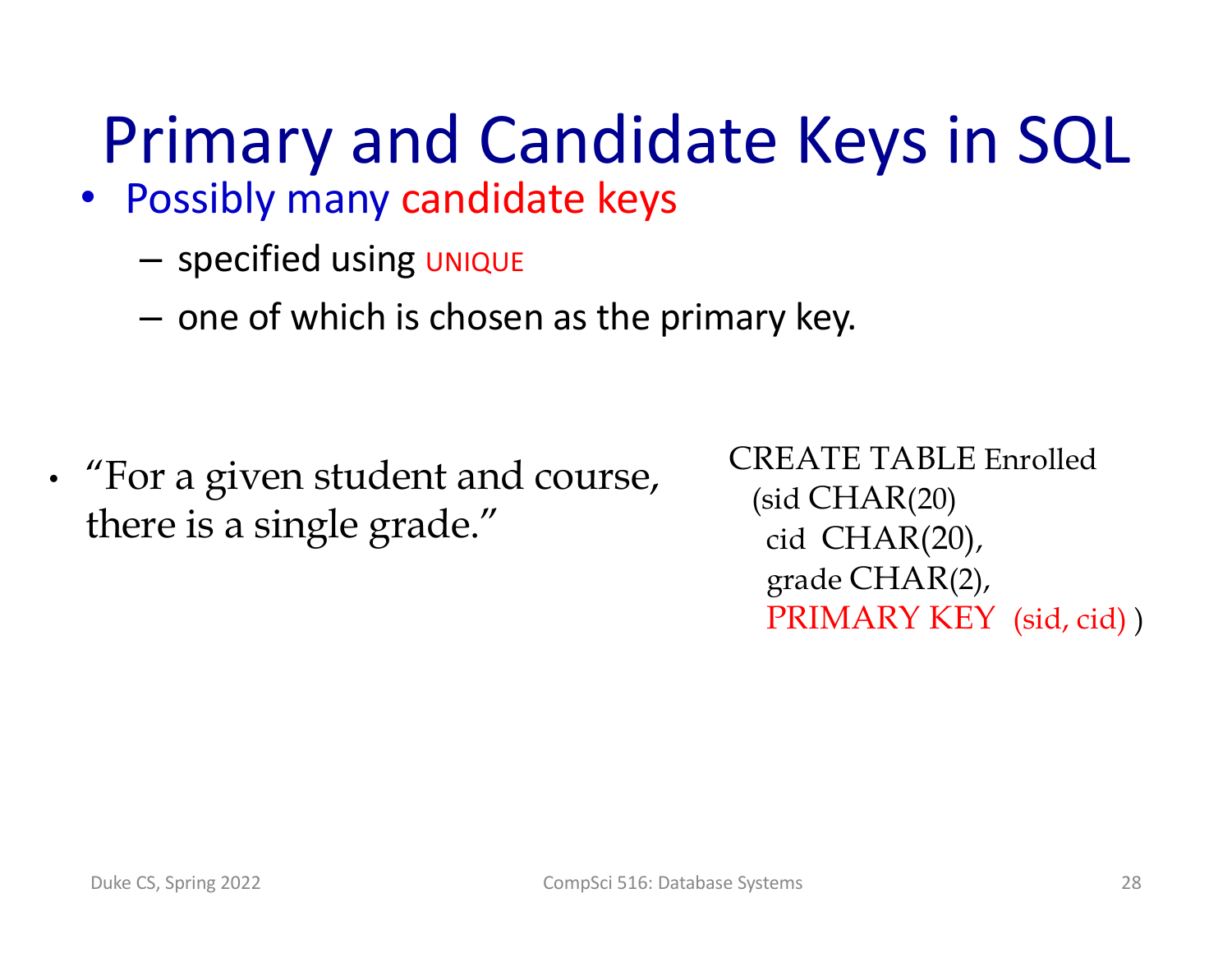# Primary and Candidate Keys in SQL

- Possibly many candidate keys
  - specified using UNIQUE
  - one of which is chosen as the primary key.

- "For a given student and course, there is a single grade."

```
CREATE TABLE Enrolled
  (sid CHAR(20)
   cid  CHAR(20),
   grade CHAR(2),
   PRIMARY KEY  (sid, cid) )
```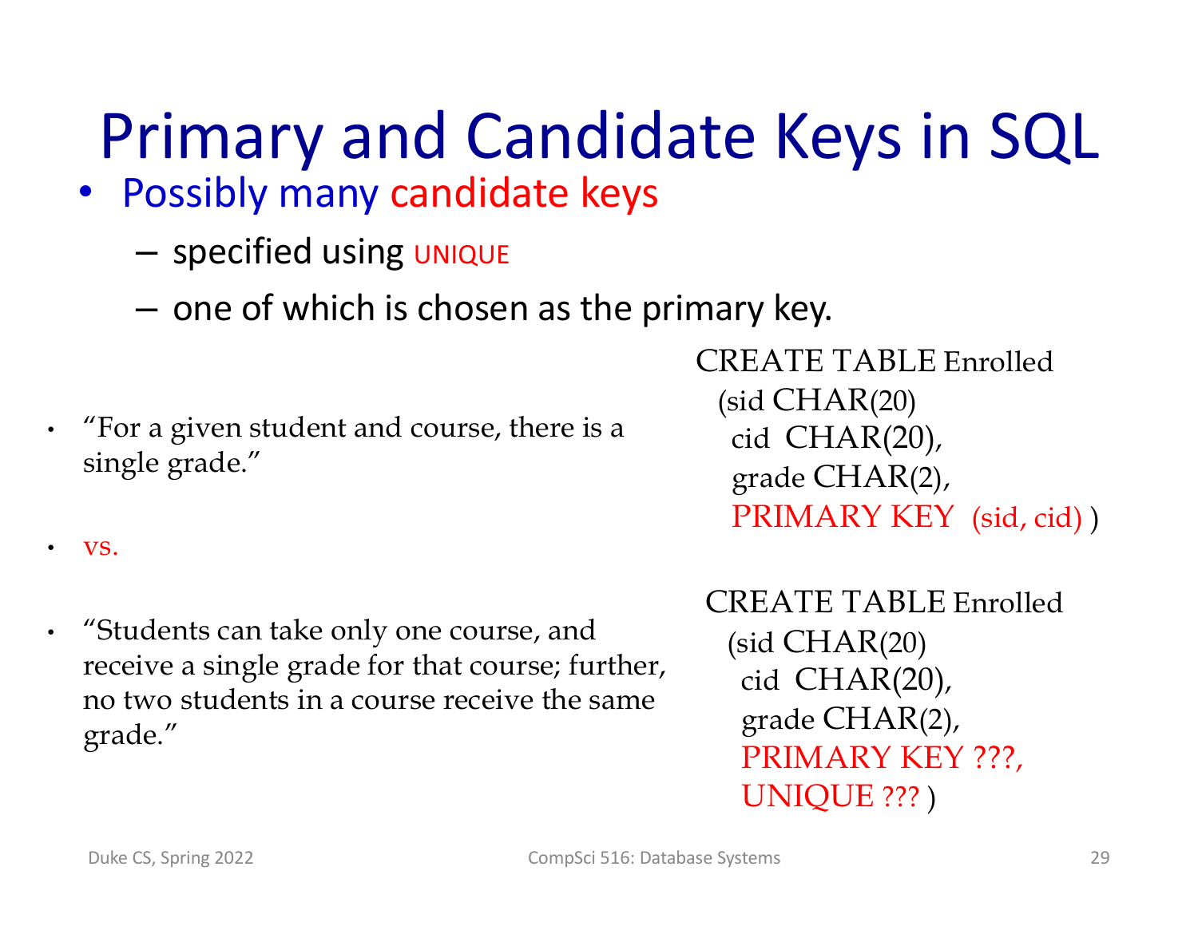# Primary and Candidate Keys in SQL

- Possibly many candidate keys
  - specified using UNIQUE
  - one of which is chosen as the primary key.

- "For a given student and course, there is a single grade."

```
CREATE TABLE Enrolled
  (sid CHAR(20)
   cid  CHAR(20),
   grade CHAR(2),
   PRIMARY KEY  (sid, cid) )
```

- vs.

- "Students can take only one course, and receive a single grade for that course; further, no two students in a course receive the same grade."

```
CREATE TABLE Enrolled
  (sid CHAR(20)
   cid  CHAR(20),
   grade CHAR(2),
   PRIMARY KEY ???,
   UNIQUE ??? )
```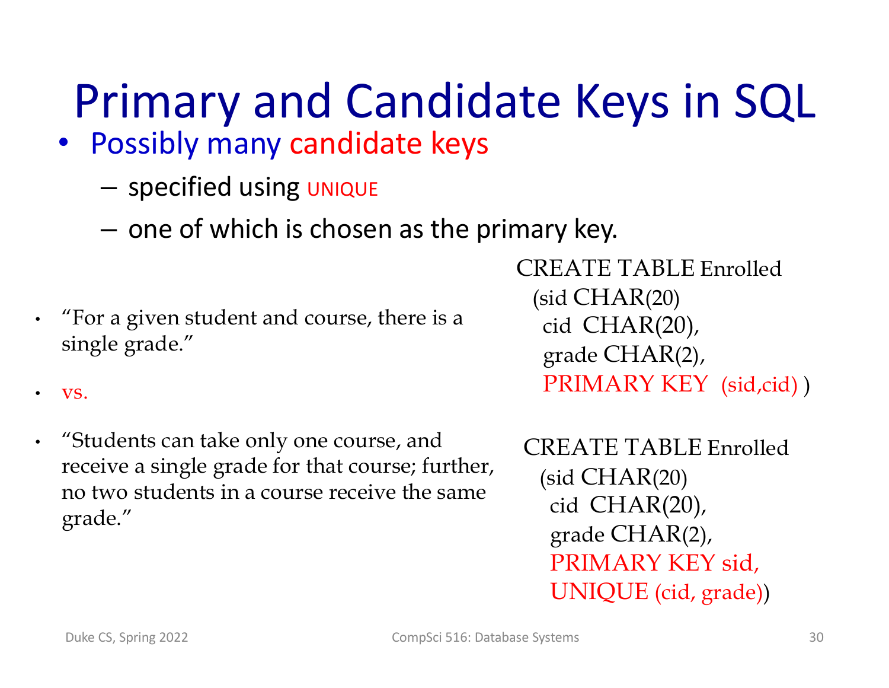# Primary and Candidate Keys in SQL

- Possibly many candidate keys
  - specified using UNIQUE
  - one of which is chosen as the primary key.

- "For a given student and course, there is a single grade."

```
CREATE TABLE Enrolled
  (sid CHAR(20)
   cid  CHAR(20),
   grade CHAR(2),
   PRIMARY KEY  (sid,cid) )
```

- vs.

- "Students can take only one course, and receive a single grade for that course; further, no two students in a course receive the same grade."

```
CREATE TABLE Enrolled
  (sid CHAR(20)
   cid  CHAR(20),
   grade CHAR(2),
   PRIMARY KEY sid,
   UNIQUE (cid, grade))
```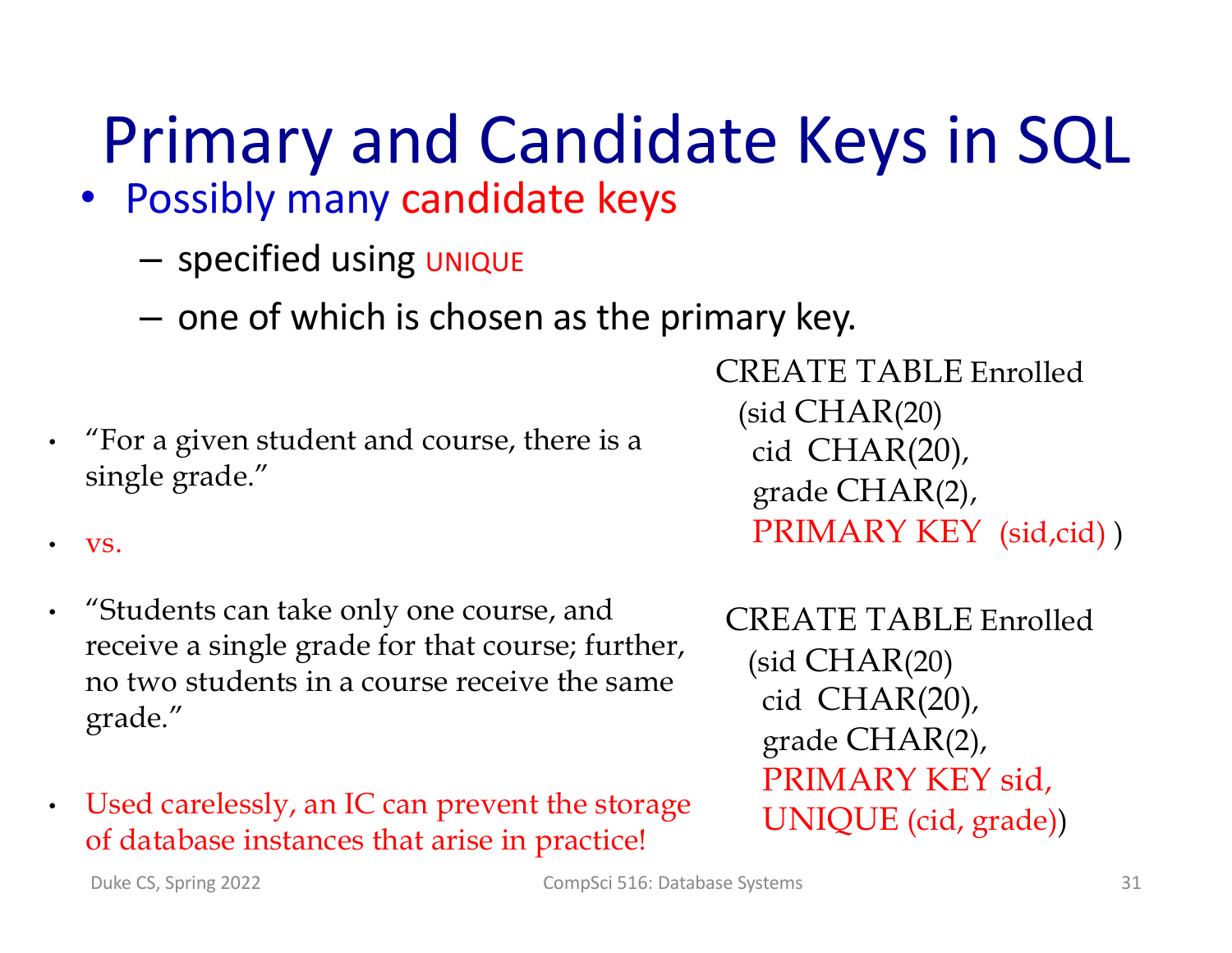# Primary and Candidate Keys in SQL

- Possibly many candidate keys
  - specified using UNIQUE
  - one of which is chosen as the primary key.

- "For a given student and course, there is a single grade."

```
CREATE TABLE Enrolled
  (sid CHAR(20)
   cid  CHAR(20),
   grade CHAR(2),
   PRIMARY KEY  (sid,cid) )
```

- vs.

- "Students can take only one course, and receive a single grade for that course; further, no two students in a course receive the same grade."

```
CREATE TABLE Enrolled
  (sid CHAR(20)
   cid  CHAR(20),
   grade CHAR(2),
   PRIMARY KEY sid,
   UNIQUE (cid, grade))
```

- Used carelessly, an IC can prevent the storage of database instances that arise in practice!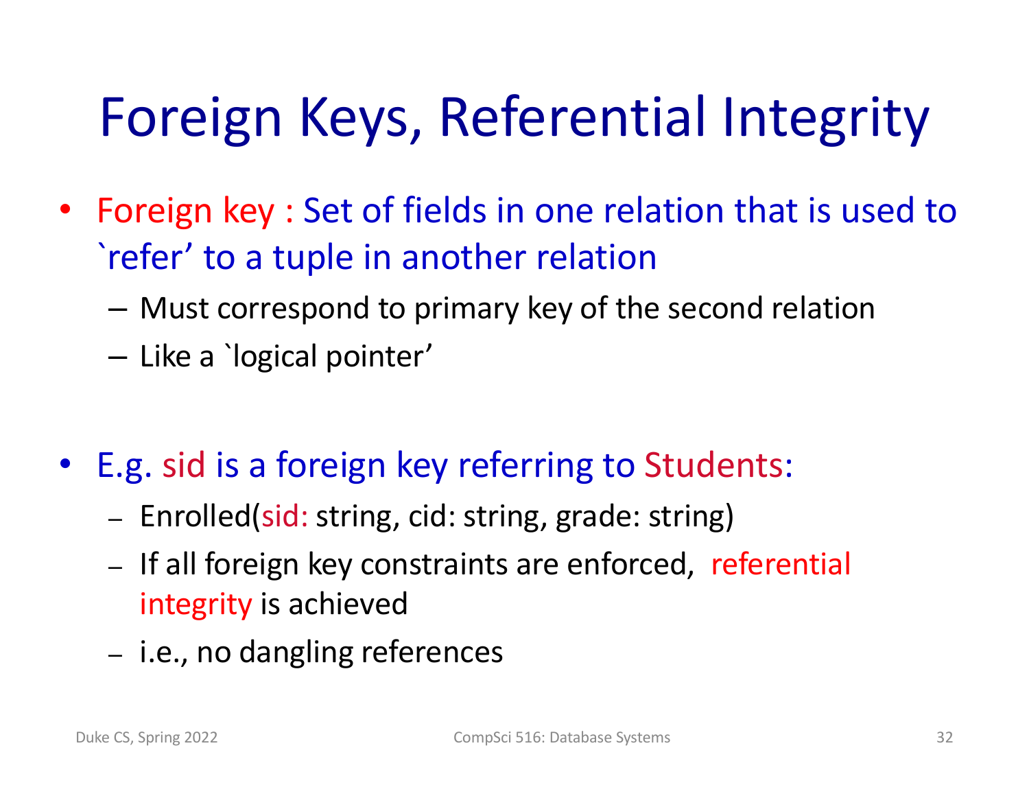# Foreign Keys, Referential Integrity

- Foreign key : Set of fields in one relation that is used to `refer' to a tuple in another relation
  - Must correspond to primary key of the second relation
  - Like a `logical pointer'

- E.g. sid is a foreign key referring to Students:
  - Enrolled(sid: string, cid: string, grade: string)
  - If all foreign key constraints are enforced, referential integrity is achieved
  - i.e., no dangling references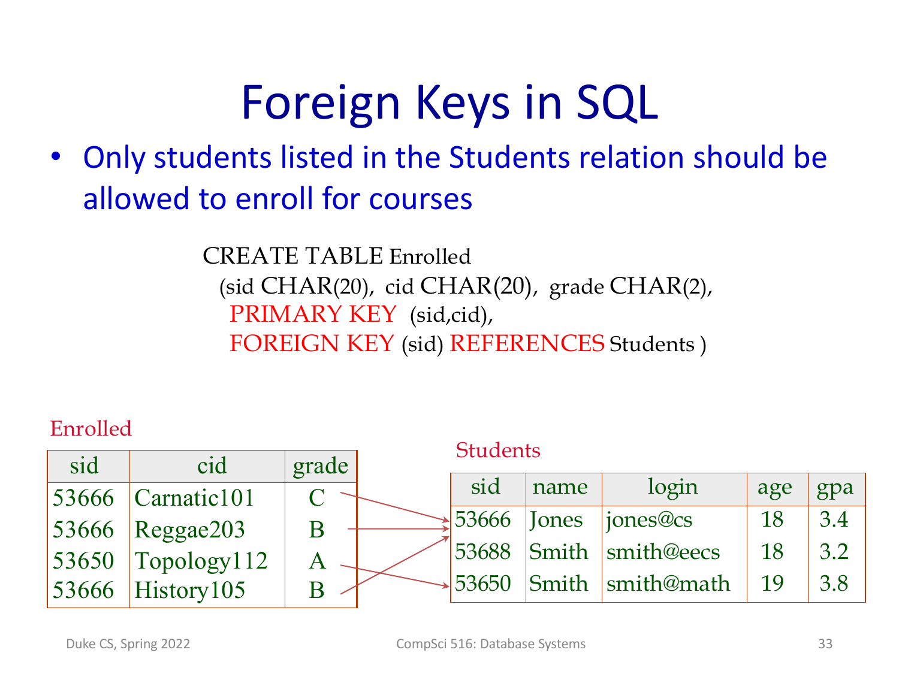# Foreign Keys in SQL

- Only students listed in the Students relation should be allowed to enroll for courses

```
CREATE TABLE Enrolled
  (sid CHAR(20), cid CHAR(20), grade CHAR(2),
   PRIMARY KEY (sid,cid),
   FOREIGN KEY (sid) REFERENCES Students )
```

Enrolled

| sid | cid | grade |
|---|---|---|
| 53666 | Carnatic101 | C |
| 53666 | Reggae203 | B |
| 53650 | Topology112 | A |
| 53666 | History105 | B |

Students

| sid | name | login | age | gpa |
|---|---|---|---|---|
| 53666 | Jones | jones@cs | 18 | 3.4 |
| 53688 | Smith | smith@eecs | 18 | 3.2 |
| 53650 | Smith | smith@math | 19 | 3.8 |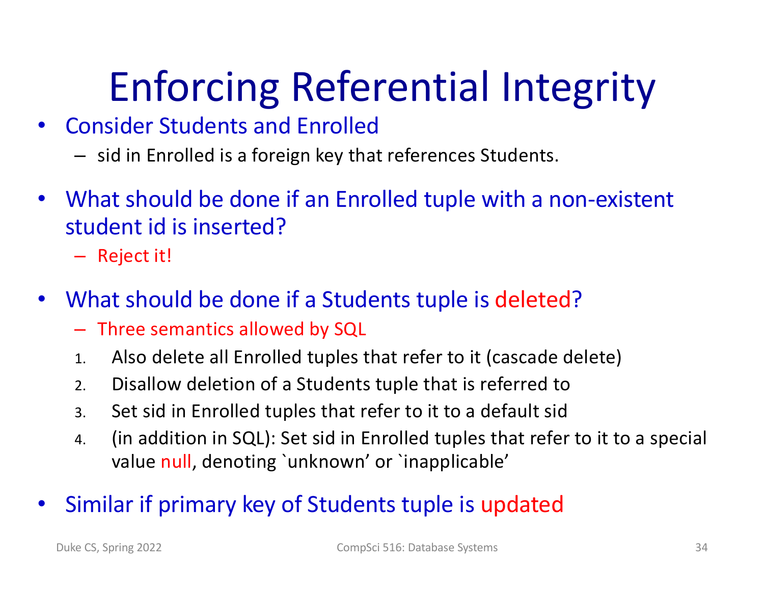# Enforcing Referential Integrity

- Consider Students and Enrolled
  - sid in Enrolled is a foreign key that references Students.
- What should be done if an Enrolled tuple with a non-existent student id is inserted?
  - Reject it!
- What should be done if a Students tuple is deleted?
  - Three semantics allowed by SQL
  1. Also delete all Enrolled tuples that refer to it (cascade delete)
  2. Disallow deletion of a Students tuple that is referred to
  3. Set sid in Enrolled tuples that refer to it to a default sid
  4. (in addition in SQL): Set sid in Enrolled tuples that refer to it to a special value null, denoting `unknown' or `inapplicable'
- Similar if primary key of Students tuple is updated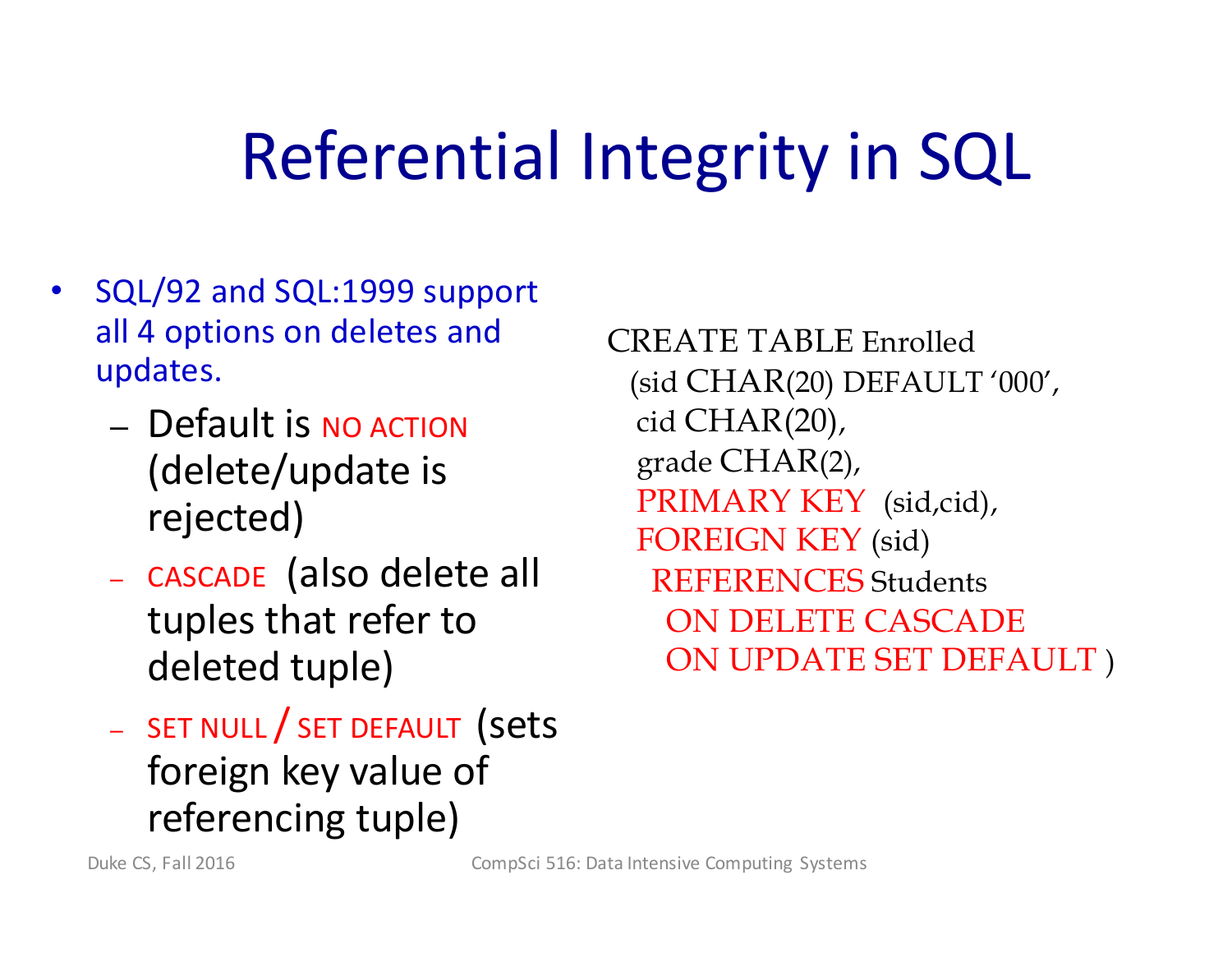# Referential Integrity in SQL

- SQL/92 and SQL:1999 support all 4 options on deletes and updates.
  - Default is NO ACTION (delete/update is rejected)
  - CASCADE (also delete all tuples that refer to deleted tuple)
  - SET NULL / SET DEFAULT (sets foreign key value of referencing tuple)

```
CREATE TABLE Enrolled
  (sid CHAR(20) DEFAULT '000',
   cid CHAR(20),
   grade CHAR(2),
   PRIMARY KEY  (sid,cid),
   FOREIGN KEY (sid)
    REFERENCES Students
      ON DELETE CASCADE
      ON UPDATE SET DEFAULT )
```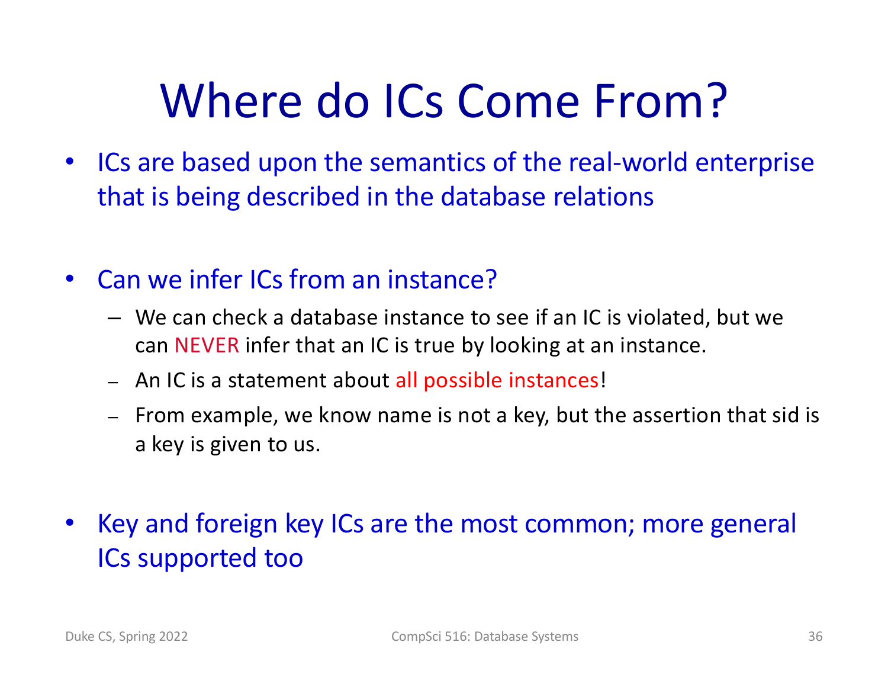# Where do ICs Come From?

- ICs are based upon the semantics of the real-world enterprise that is being described in the database relations

- Can we infer ICs from an instance?
  - We can check a database instance to see if an IC is violated, but we can NEVER infer that an IC is true by looking at an instance.
  - An IC is a statement about all possible instances!
  - From example, we know name is not a key, but the assertion that sid is a key is given to us.

- Key and foreign key ICs are the most common; more general ICs supported too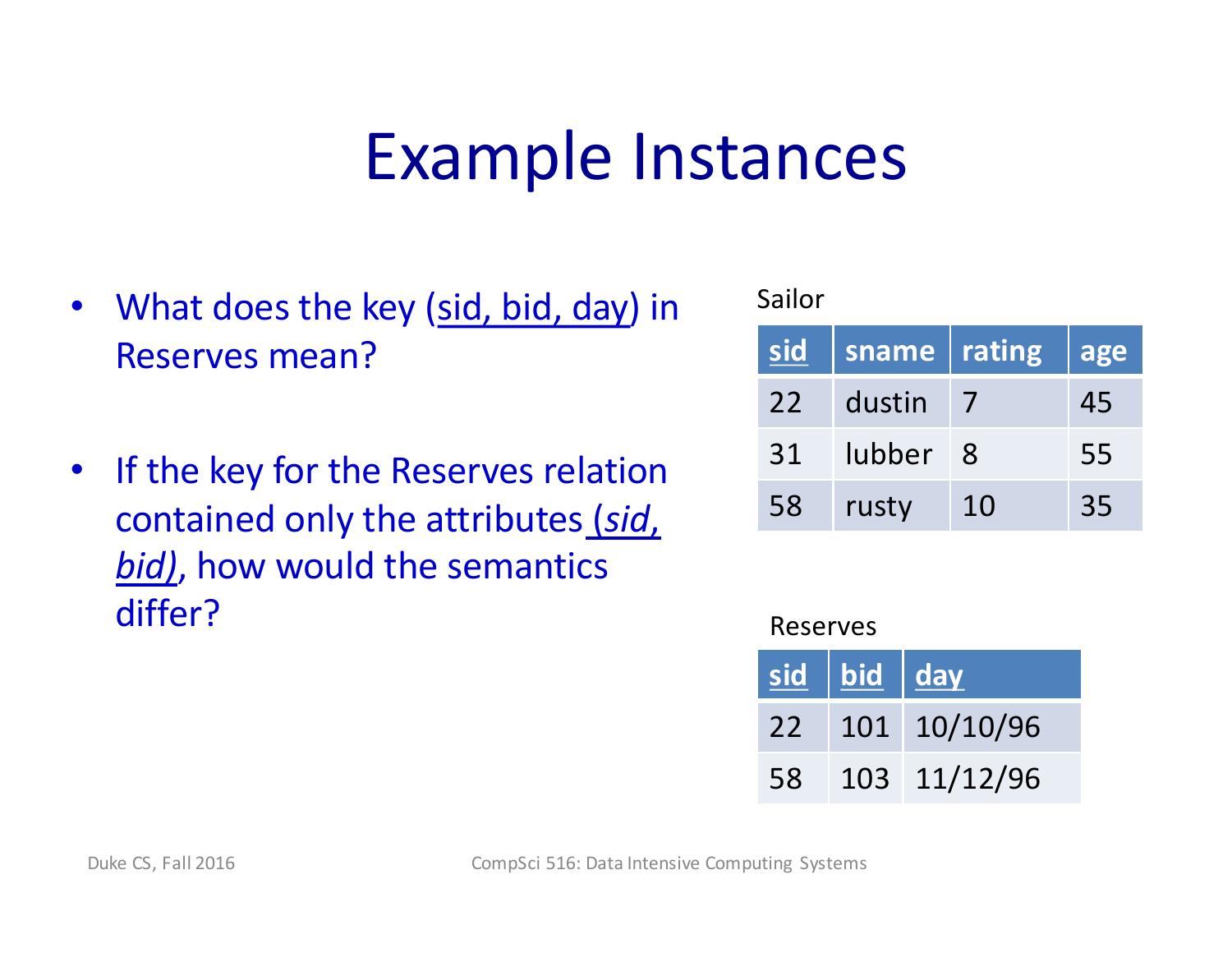# Example Instances

- What does the key (<u>sid, bid, day</u>) in Reserves mean?
- If the key for the Reserves relation contained only the attributes <u>*(sid, bid)*</u>, how would the semantics differ?

Sailor

| <u>sid</u> | sname | rating | age |
|---|---|---|---|
| 22 | dustin | 7 | 45 |
| 31 | lubber | 8 | 55 |
| 58 | rusty | 10 | 35 |

Reserves

| <u>sid</u> | <u>bid</u> | <u>day</u> |
|---|---|---|
| 22 | 101 | 10/10/96 |
| 58 | 103 | 11/12/96 |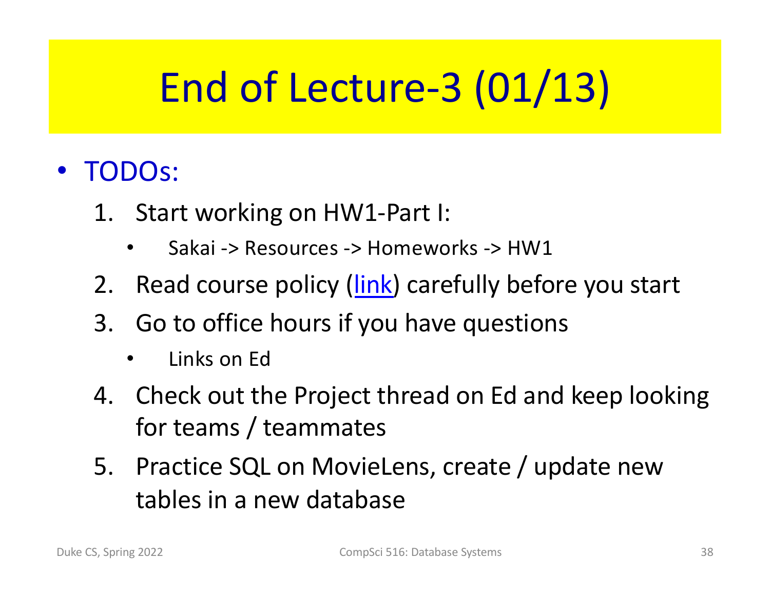# End of Lecture-3 (01/13)

- TODOs:
  1. Start working on HW1-Part I:
     - Sakai -> Resources -> Homeworks -> HW1
  2. Read course policy (link) carefully before you start
  3. Go to office hours if you have questions
     - Links on Ed
  4. Check out the Project thread on Ed and keep looking for teams / teammates
  5. Practice SQL on MovieLens, create / update new tables in a new database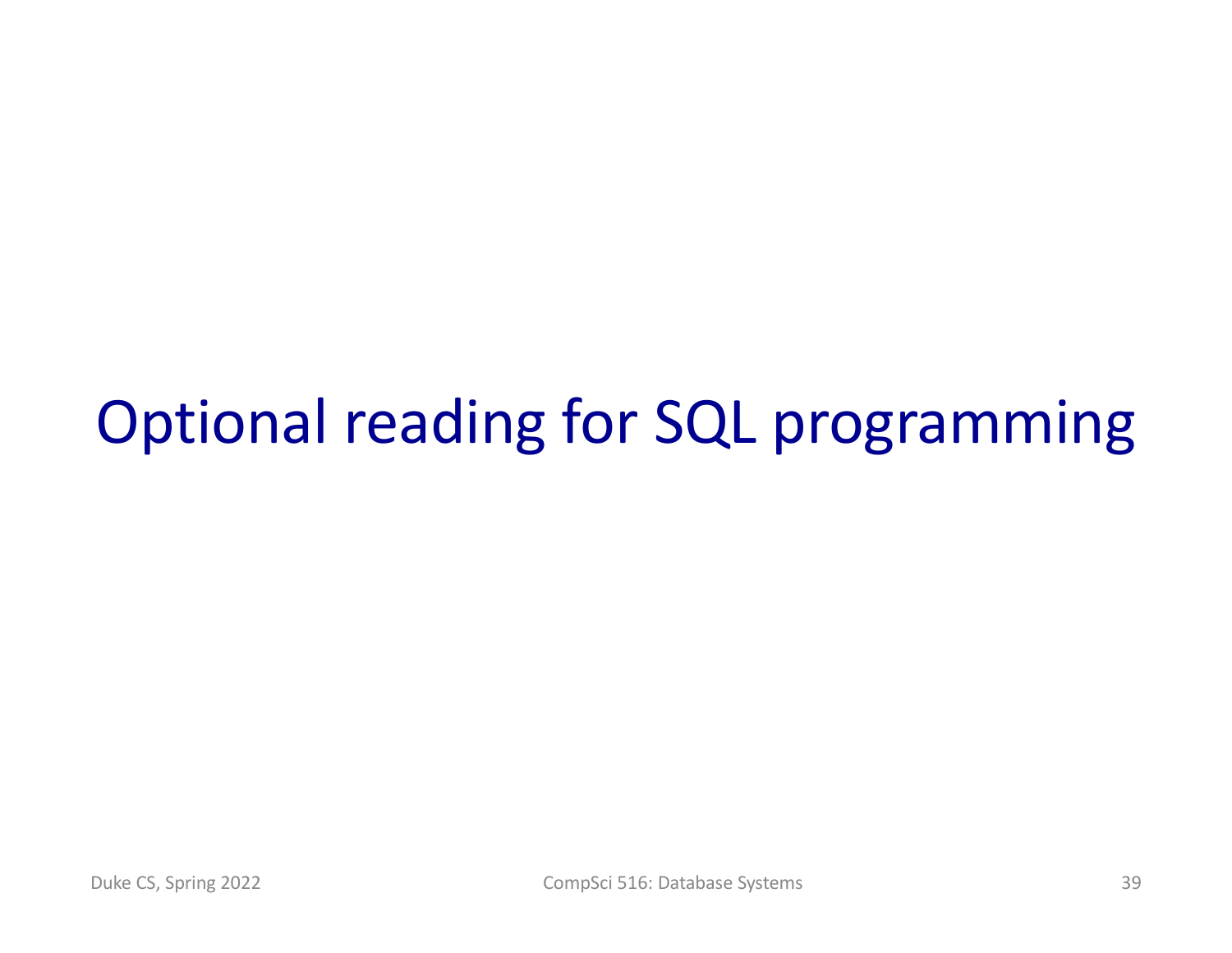# Optional reading for SQL programming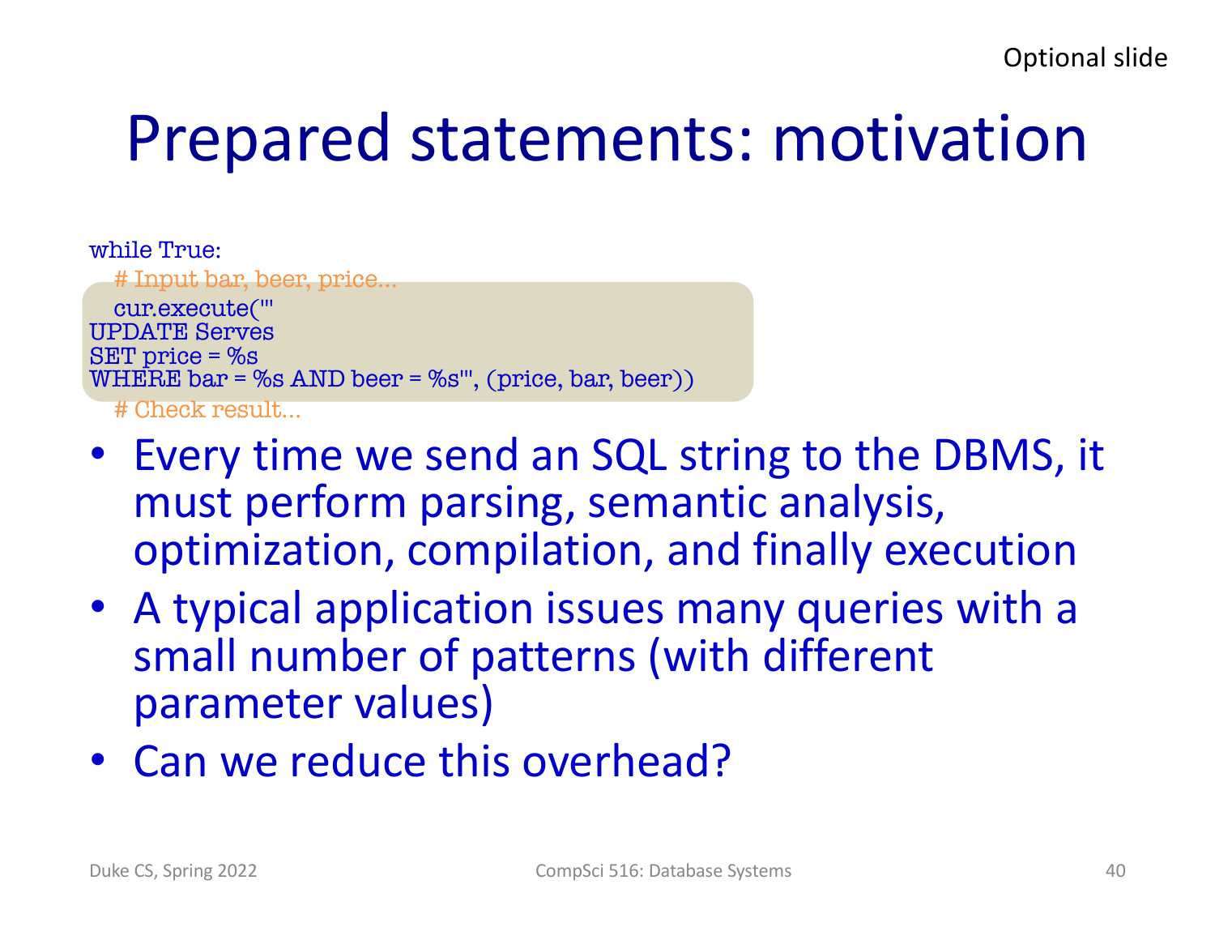Optional slide

# Prepared statements: motivation

```
while True:
    # Input bar, beer, price...
    cur.execute('''
UPDATE Serves
SET price = %s
WHERE bar = %s AND beer = %s''', (price, bar, beer))
    # Check result...
```

- Every time we send an SQL string to the DBMS, it must perform parsing, semantic analysis, optimization, compilation, and finally execution
- A typical application issues many queries with a small number of patterns (with different parameter values)
- Can we reduce this overhead?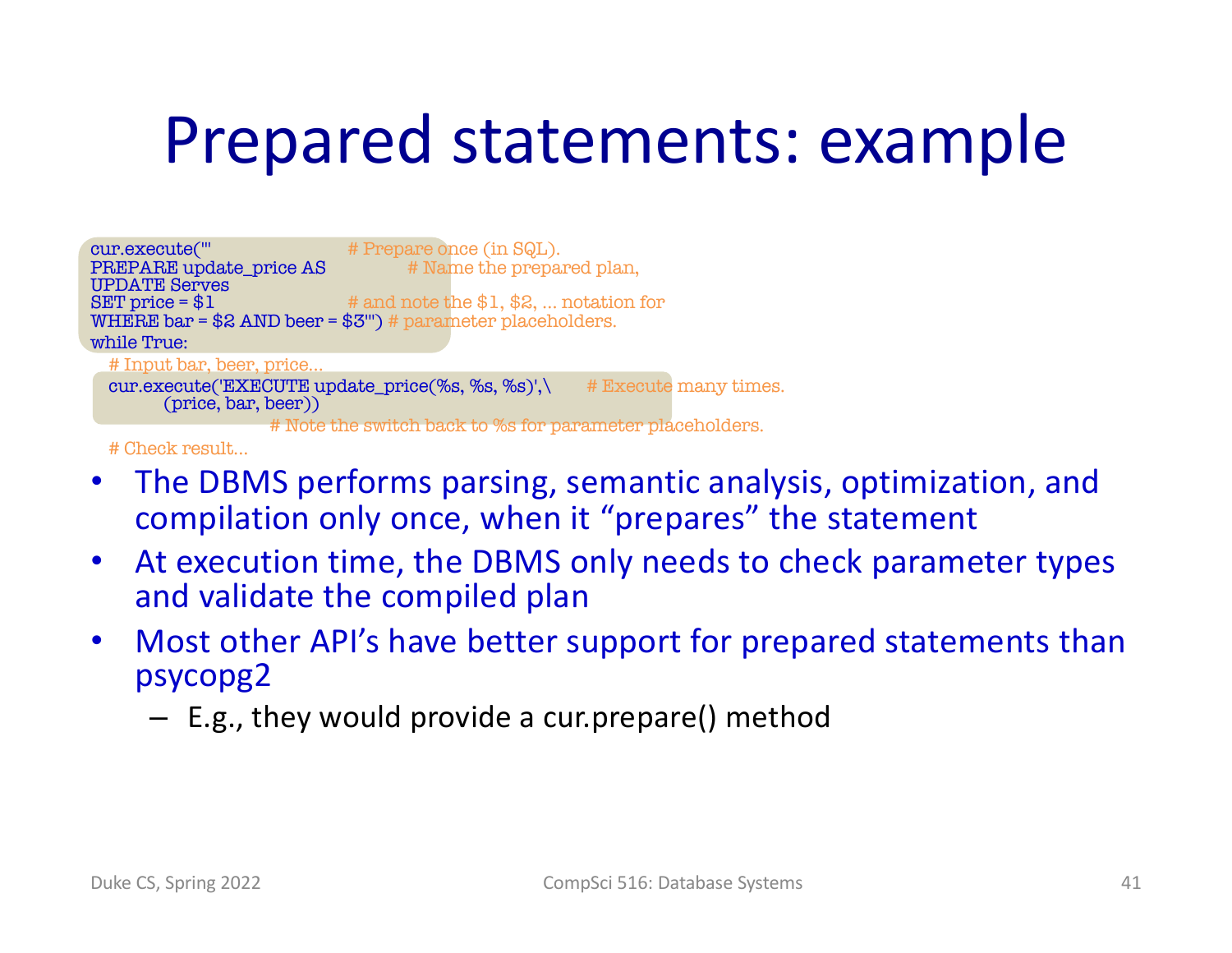# Prepared statements: example

```
cur.execute('''                          # Prepare once (in SQL).
PREPARE update_price AS                  # Name the prepared plan,
UPDATE Serves
SET price = $1                           # and note the $1, $2, … notation for
WHERE bar = $2 AND beer = $3''')         # parameter placeholders.
while True:
  # Input bar, beer, price…
  cur.execute('EXECUTE update_price(%s, %s, %s)',\      # Execute many times.
        (price, bar, beer))
                              # Note the switch back to %s for parameter placeholders.
  # Check result...
```

- The DBMS performs parsing, semantic analysis, optimization, and compilation only once, when it "prepares" the statement
- At execution time, the DBMS only needs to check parameter types and validate the compiled plan
- Most other API's have better support for prepared statements than psycopg2
  - E.g., they would provide a cur.prepare() method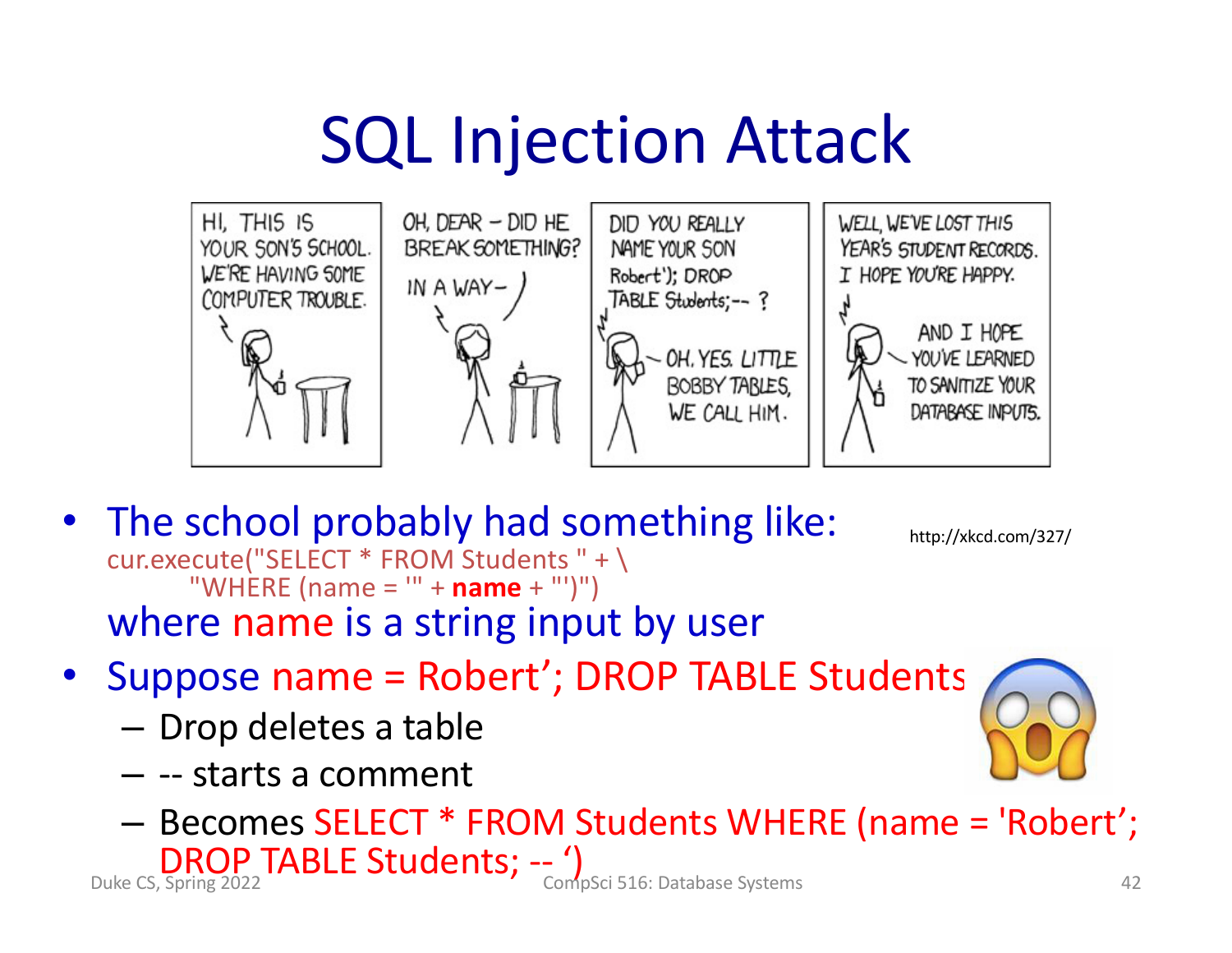# SQL Injection Attack

http://xkcd.com/327/

- The school probably had something like:

```
cur.execute("SELECT * FROM Students " + \
        "WHERE (name = '" + name + "')")
```

  where name is a string input by user

- Suppose name = Robert'; DROP TABLE Students
  - Drop deletes a table
  - -- starts a comment
  - Becomes SELECT * FROM Students WHERE (name = 'Robert'; DROP TABLE Students; -- ')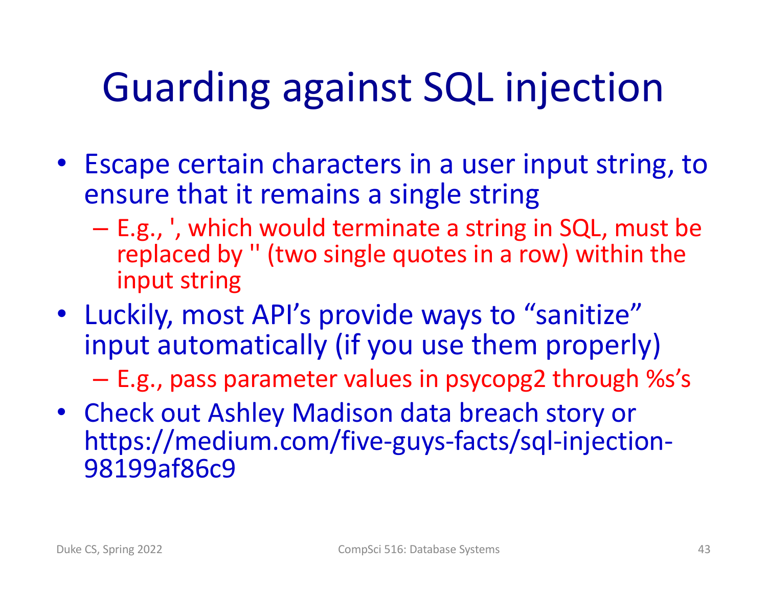# Guarding against SQL injection

- Escape certain characters in a user input string, to ensure that it remains a single string
  - E.g., ', which would terminate a string in SQL, must be replaced by '' (two single quotes in a row) within the input string
- Luckily, most API's provide ways to "sanitize" input automatically (if you use them properly)
  - E.g., pass parameter values in psycopg2 through %s's
- Check out Ashley Madison data breach story or https://medium.com/five-guys-facts/sql-injection-98199af86c9